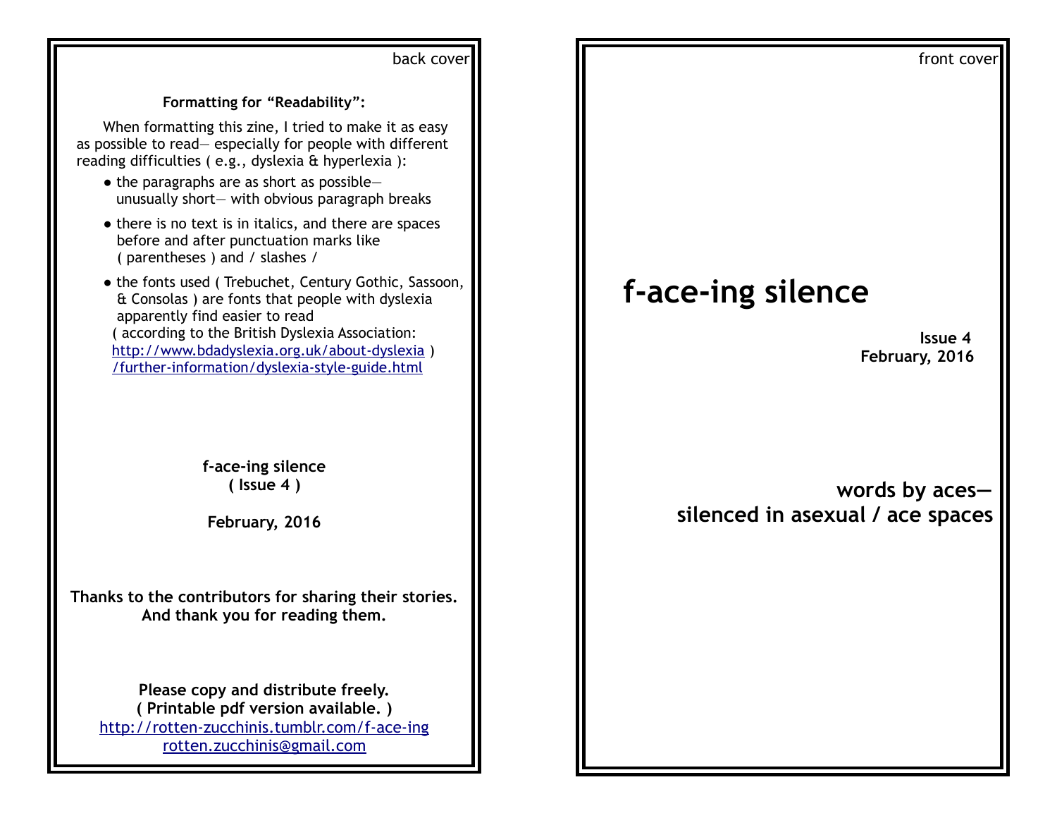back cover

**Formatting for "Readability":**

When formatting this zine, I tried to make it as easy as possible to read— especially for people with different reading difficulties ( e.g., dyslexia & hyperlexia ):

- the paragraphs are as short as possible— unusually short— with obvious paragraph breaks
- there is no text is in italics, and there are spaces before and after punctuation marks like ( parentheses ) and / slashes /
- the fonts used ( Trebuchet, Century Gothic, Sassoon, & Consolas ) are fonts that people with dyslexia apparently find easier to read ( according to the British Dyslexia Association: http://www.bdadyslexia.org.uk/about-dyslexia /further-information/dyslexia-style-guide.html )

**f-ace-ing silence**
**( Issue 4 )**

**February, 2016**

**Thanks to the contributors for sharing their stories. And thank you for reading them.**

**Please copy and distribute freely.**
**( Printable pdf version available. )**
http://rotten-zucchinis.tumblr.com/f-ace-ing
rotten.zucchinis@gmail.com

front cover

# f-ace-ing silence

**Issue 4**
**February, 2016**

**words by aces— silenced in asexual / ace spaces**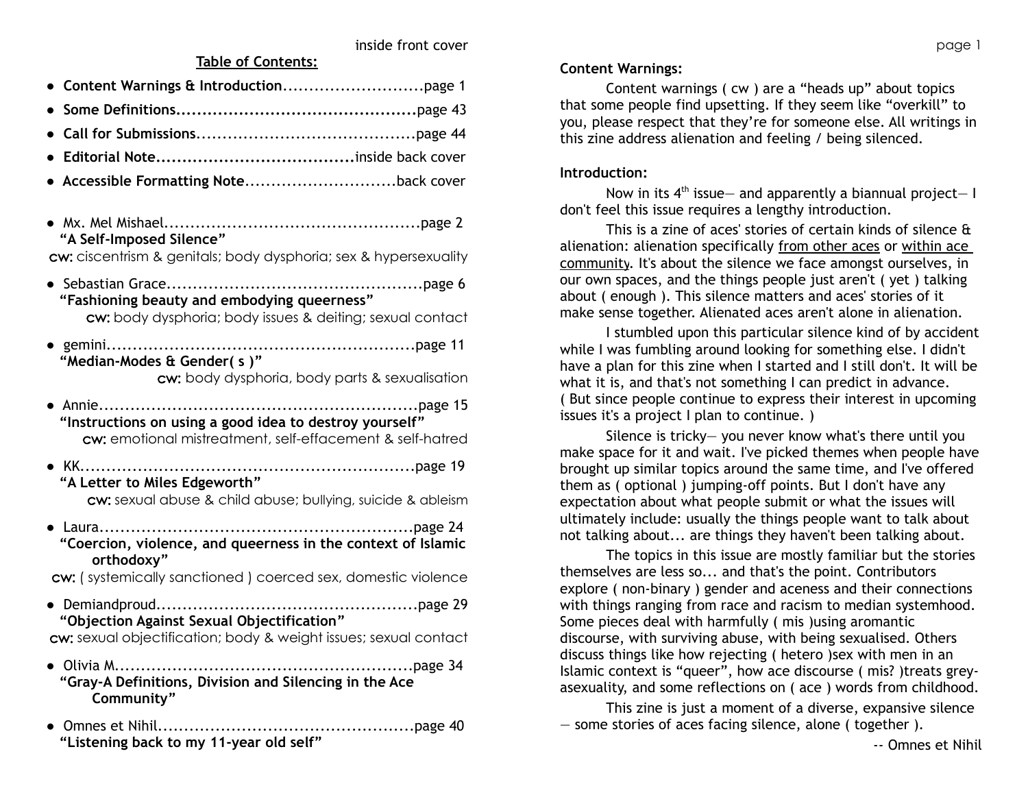## Table of Contents:

- **Content Warnings & Introduction**...........................page 1
- **Some Definitions**..............................................page 43
- **Call for Submissions**..........................................page 44
- **Editorial Note**.....................................inside back cover
- **Accessible Formatting Note**.............................back cover

- Mx. Mel Mishael.................................................page 2
  **“A Self-Imposed Silence”**
  cw: ciscentrism & genitals; body dysphoria; sex & hypersexuality
- Sebastian Grace.................................................page 6
  **“Fashioning beauty and embodying queerness”**
  cw: body dysphoria; body issues & deiting; sexual contact
- gemini...........................................................page 11
  **“Median-Modes & Gender( s )”**
  cw: body dysphoria, body parts & sexualisation
- Annie.............................................................page 15
  **“Instructions on using a good idea to destroy yourself”**
  cw: emotional mistreatment, self-effacement & self-hatred
- KK.................................................................page 19
  **“A Letter to Miles Edgeworth”**
  cw: sexual abuse & child abuse; bullying, suicide & ableism
- Laura............................................................page 24
  **“Coercion, violence, and queerness in the context of Islamic orthodoxy”**
  cw: ( systemically sanctioned ) coerced sex, domestic violence
- Demiandproud..................................................page 29
  **“Objection Against Sexual Objectification”**
  cw: sexual objectification; body & weight issues; sexual contact
- Olivia M.........................................................page 34
  **“Gray-A Definitions, Division and Silencing in the Ace Community”**
- Omnes et Nihil.................................................page 40
  **“Listening back to my 11-year old self”**

**Content Warnings:**

Content warnings ( cw ) are a “heads up” about topics that some people find upsetting. If they seem like “overkill” to you, please respect that they’re for someone else. All writings in this zine address alienation and feeling / being silenced.

**Introduction:**

Now in its 4th issue— and apparently a biannual project— I don't feel this issue requires a lengthy introduction.

This is a zine of aces' stories of certain kinds of silence & alienation: alienation specifically from other aces or within ace community. It's about the silence we face amongst ourselves, in our own spaces, and the things people just aren't ( yet ) talking about ( enough ). This silence matters and aces' stories of it make sense together. Alienated aces aren't alone in alienation.

I stumbled upon this particular silence kind of by accident while I was fumbling around looking for something else. I didn't have a plan for this zine when I started and I still don't. It will be what it is, and that's not something I can predict in advance. ( But since people continue to express their interest in upcoming issues it's a project I plan to continue. )

Silence is tricky— you never know what's there until you make space for it and wait. I've picked themes when people have brought up similar topics around the same time, and I've offered them as ( optional ) jumping-off points. But I don't have any expectation about what people submit or what the issues will ultimately include: usually the things people want to talk about not talking about... are things they haven't been talking about.

The topics in this issue are mostly familiar but the stories themselves are less so... and that's the point. Contributors explore ( non-binary ) gender and aceness and their connections with things ranging from race and racism to median systemhood. Some pieces deal with harmfully ( mis )using aromantic discourse, with surviving abuse, with being sexualised. Others discuss things like how rejecting ( hetero )sex with men in an Islamic context is “queer”, how ace discourse ( mis? )treats grey-asexuality, and some reflections on ( ace ) words from childhood.

This zine is just a moment of a diverse, expansive silence — some stories of aces facing silence, alone ( together ).

-- Omnes et Nihil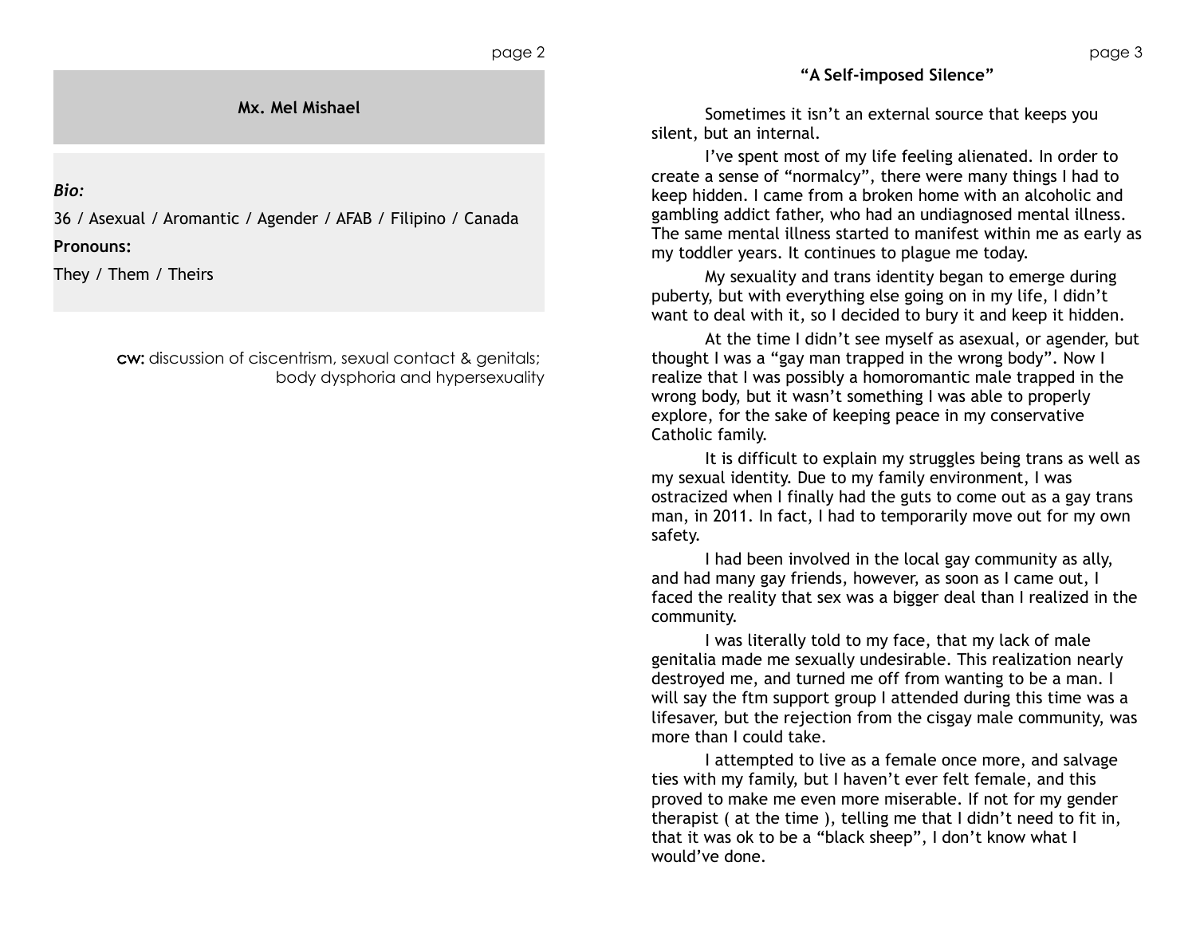## Mx. Mel Mishael

***Bio:***

36 / Asexual / Aromantic / Agender / AFAB / Filipino / Canada

**Pronouns:**

They / Them / Theirs

**cw:** discussion of ciscentrism, sexual contact & genitals; body dysphoria and hypersexuality

### "A Self-imposed Silence"

Sometimes it isn't an external source that keeps you silent, but an internal.

I've spent most of my life feeling alienated. In order to create a sense of "normalcy", there were many things I had to keep hidden. I came from a broken home with an alcoholic and gambling addict father, who had an undiagnosed mental illness. The same mental illness started to manifest within me as early as my toddler years. It continues to plague me today.

My sexuality and trans identity began to emerge during puberty, but with everything else going on in my life, I didn't want to deal with it, so I decided to bury it and keep it hidden.

At the time I didn't see myself as asexual, or agender, but thought I was a "gay man trapped in the wrong body". Now I realize that I was possibly a homoromantic male trapped in the wrong body, but it wasn't something I was able to properly explore, for the sake of keeping peace in my conservative Catholic family.

It is difficult to explain my struggles being trans as well as my sexual identity. Due to my family environment, I was ostracized when I finally had the guts to come out as a gay trans man, in 2011. In fact, I had to temporarily move out for my own safety.

I had been involved in the local gay community as ally, and had many gay friends, however, as soon as I came out, I faced the reality that sex was a bigger deal than I realized in the community.

I was literally told to my face, that my lack of male genitalia made me sexually undesirable. This realization nearly destroyed me, and turned me off from wanting to be a man. I will say the ftm support group I attended during this time was a lifesaver, but the rejection from the cisgay male community, was more than I could take.

I attempted to live as a female once more, and salvage ties with my family, but I haven't ever felt female, and this proved to make me even more miserable. If not for my gender therapist ( at the time ), telling me that I didn't need to fit in, that it was ok to be a "black sheep", I don't know what I would've done.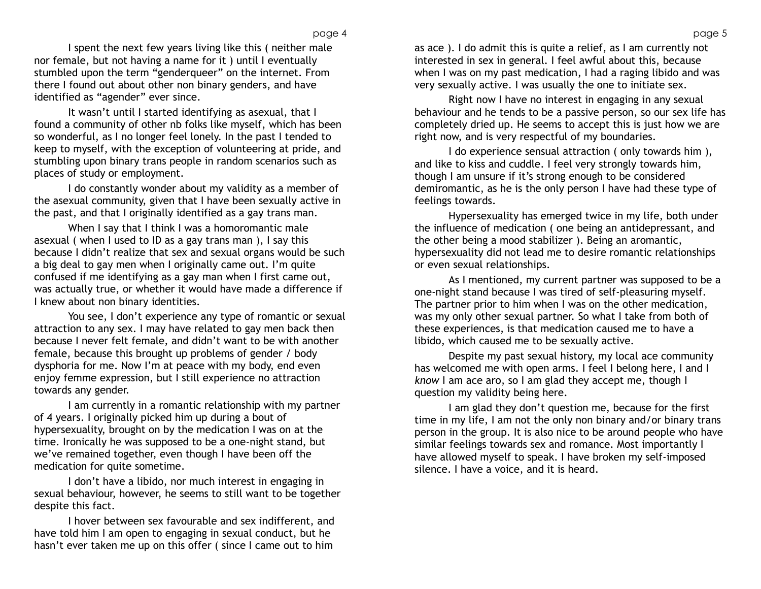I spent the next few years living like this ( neither male nor female, but not having a name for it ) until I eventually stumbled upon the term "genderqueer" on the internet. From there I found out about other non binary genders, and have identified as "agender" ever since.

It wasn't until I started identifying as asexual, that I found a community of other nb folks like myself, which has been so wonderful, as I no longer feel lonely. In the past I tended to keep to myself, with the exception of volunteering at pride, and stumbling upon binary trans people in random scenarios such as places of study or employment.

I do constantly wonder about my validity as a member of the asexual community, given that I have been sexually active in the past, and that I originally identified as a gay trans man.

When I say that I think I was a homoromantic male asexual ( when I used to ID as a gay trans man ), I say this because I didn't realize that sex and sexual organs would be such a big deal to gay men when I originally came out. I'm quite confused if me identifying as a gay man when I first came out, was actually true, or whether it would have made a difference if I knew about non binary identities.

You see, I don't experience any type of romantic or sexual attraction to any sex. I may have related to gay men back then because I never felt female, and didn't want to be with another female, because this brought up problems of gender / body dysphoria for me. Now I'm at peace with my body, end even enjoy femme expression, but I still experience no attraction towards any gender.

I am currently in a romantic relationship with my partner of 4 years. I originally picked him up during a bout of hypersexuality, brought on by the medication I was on at the time. Ironically he was supposed to be a one-night stand, but we've remained together, even though I have been off the medication for quite sometime.

I don't have a libido, nor much interest in engaging in sexual behaviour, however, he seems to still want to be together despite this fact.

I hover between sex favourable and sex indifferent, and have told him I am open to engaging in sexual conduct, but he hasn't ever taken me up on this offer ( since I came out to him as ace ). I do admit this is quite a relief, as I am currently not interested in sex in general. I feel awful about this, because when I was on my past medication, I had a raging libido and was very sexually active. I was usually the one to initiate sex.

Right now I have no interest in engaging in any sexual behaviour and he tends to be a passive person, so our sex life has completely dried up. He seems to accept this is just how we are right now, and is very respectful of my boundaries.

I do experience sensual attraction ( only towards him ), and like to kiss and cuddle. I feel very strongly towards him, though I am unsure if it's strong enough to be considered demiromantic, as he is the only person I have had these type of feelings towards.

Hypersexuality has emerged twice in my life, both under the influence of medication ( one being an antidepressant, and the other being a mood stabilizer ). Being an aromantic, hypersexuality did not lead me to desire romantic relationships or even sexual relationships.

As I mentioned, my current partner was supposed to be a one-night stand because I was tired of self-pleasuring myself. The partner prior to him when I was on the other medication, was my only other sexual partner. So what I take from both of these experiences, is that medication caused me to have a libido, which caused me to be sexually active.

Despite my past sexual history, my local ace community has welcomed me with open arms. I feel I belong here, I and I *know* I am ace aro, so I am glad they accept me, though I question my validity being here.

I am glad they don't question me, because for the first time in my life, I am not the only non binary and/or binary trans person in the group. It is also nice to be around people who have similar feelings towards sex and romance. Most importantly I have allowed myself to speak. I have broken my self-imposed silence. I have a voice, and it is heard.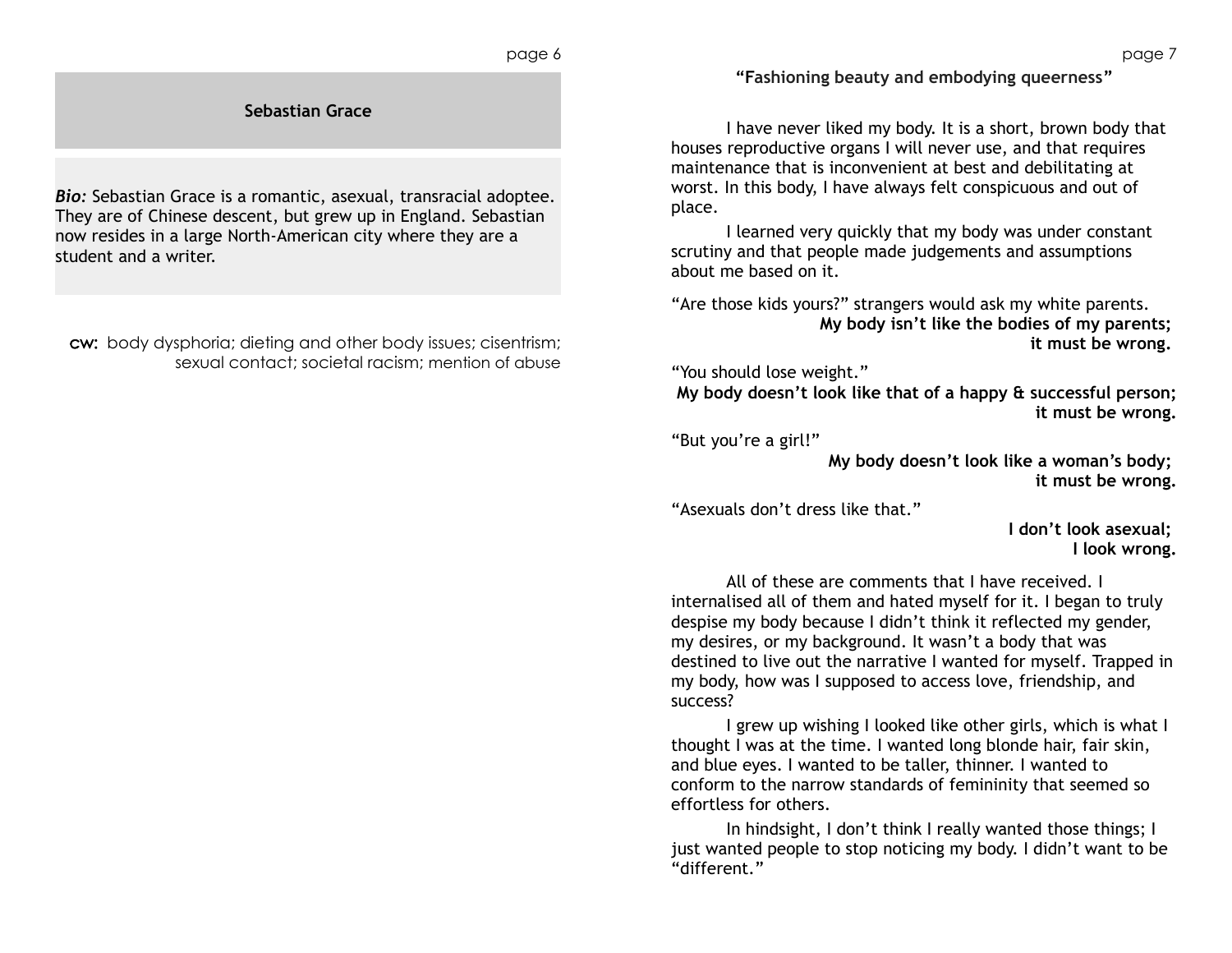## Sebastian Grace

***Bio:*** Sebastian Grace is a romantic, asexual, transracial adoptee. They are of Chinese descent, but grew up in England. Sebastian now resides in a large North-American city where they are a student and a writer.

**cw:** body dysphoria; dieting and other body issues; cisentrism; sexual contact; societal racism; mention of abuse

### "Fashioning beauty and embodying queerness"

I have never liked my body. It is a short, brown body that houses reproductive organs I will never use, and that requires maintenance that is inconvenient at best and debilitating at worst. In this body, I have always felt conspicuous and out of place.

I learned very quickly that my body was under constant scrutiny and that people made judgements and assumptions about me based on it.

"Are those kids yours?" strangers would ask my white parents.

**My body isn't like the bodies of my parents; it must be wrong.**

"You should lose weight."

**My body doesn't look like that of a happy & successful person; it must be wrong.**

"But you're a girl!"

**My body doesn't look like a woman's body; it must be wrong.**

"Asexuals don't dress like that."

**I don't look asexual; I look wrong.**

All of these are comments that I have received. I internalised all of them and hated myself for it. I began to truly despise my body because I didn't think it reflected my gender, my desires, or my background. It wasn't a body that was destined to live out the narrative I wanted for myself. Trapped in my body, how was I supposed to access love, friendship, and success?

I grew up wishing I looked like other girls, which is what I thought I was at the time. I wanted long blonde hair, fair skin, and blue eyes. I wanted to be taller, thinner. I wanted to conform to the narrow standards of femininity that seemed so effortless for others.

In hindsight, I don't think I really wanted those things; I just wanted people to stop noticing my body. I didn't want to be "different."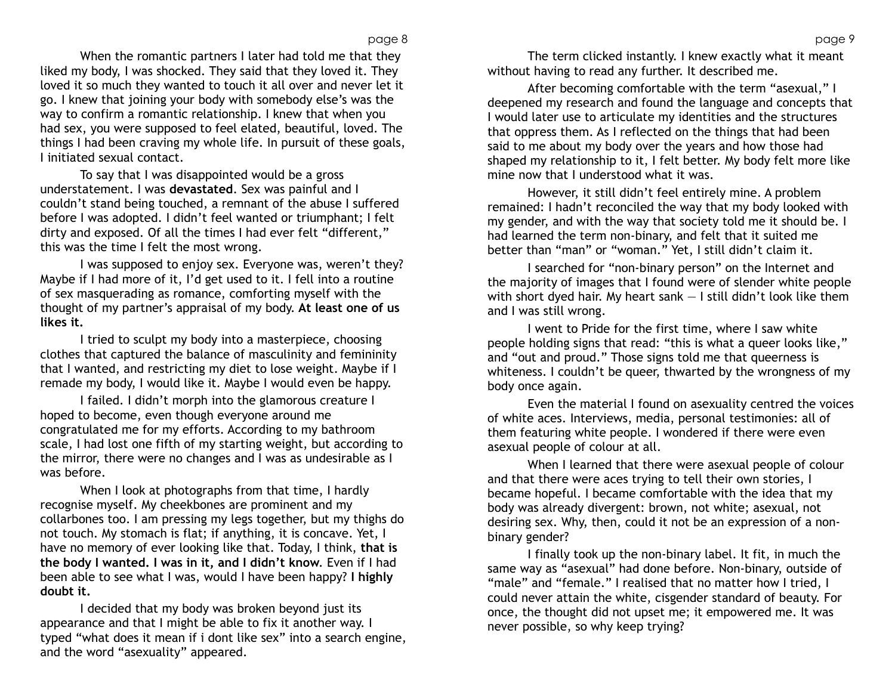When the romantic partners I later had told me that they liked my body, I was shocked. They said that they loved it. They loved it so much they wanted to touch it all over and never let it go. I knew that joining your body with somebody else's was the way to confirm a romantic relationship. I knew that when you had sex, you were supposed to feel elated, beautiful, loved. The things I had been craving my whole life. In pursuit of these goals, I initiated sexual contact.

To say that I was disappointed would be a gross understatement. I was **devastated**. Sex was painful and I couldn't stand being touched, a remnant of the abuse I suffered before I was adopted. I didn't feel wanted or triumphant; I felt dirty and exposed. Of all the times I had ever felt "different," this was the time I felt the most wrong.

I was supposed to enjoy sex. Everyone was, weren't they? Maybe if I had more of it, I'd get used to it. I fell into a routine of sex masquerading as romance, comforting myself with the thought of my partner's appraisal of my body. **At least one of us likes it.**

I tried to sculpt my body into a masterpiece, choosing clothes that captured the balance of masculinity and femininity that I wanted, and restricting my diet to lose weight. Maybe if I remade my body, I would like it. Maybe I would even be happy.

I failed. I didn't morph into the glamorous creature I hoped to become, even though everyone around me congratulated me for my efforts. According to my bathroom scale, I had lost one fifth of my starting weight, but according to the mirror, there were no changes and I was as undesirable as I was before.

When I look at photographs from that time, I hardly recognise myself. My cheekbones are prominent and my collarbones too. I am pressing my legs together, but my thighs do not touch. My stomach is flat; if anything, it is concave. Yet, I have no memory of ever looking like that. Today, I think, **that is the body I wanted. I was in it, and I didn't know**. Even if I had been able to see what I was, would I have been happy? **I highly doubt it.**

I decided that my body was broken beyond just its appearance and that I might be able to fix it another way. I typed "what does it mean if i dont like sex" into a search engine, and the word "asexuality" appeared.

The term clicked instantly. I knew exactly what it meant without having to read any further. It described me.

After becoming comfortable with the term "asexual," I deepened my research and found the language and concepts that I would later use to articulate my identities and the structures that oppress them. As I reflected on the things that had been said to me about my body over the years and how those had shaped my relationship to it, I felt better. My body felt more like mine now that I understood what it was.

However, it still didn't feel entirely mine. A problem remained: I hadn't reconciled the way that my body looked with my gender, and with the way that society told me it should be. I had learned the term non-binary, and felt that it suited me better than "man" or "woman." Yet, I still didn't claim it.

I searched for "non-binary person" on the Internet and the majority of images that I found were of slender white people with short dyed hair. My heart sank — I still didn't look like them and I was still wrong.

I went to Pride for the first time, where I saw white people holding signs that read: "this is what a queer looks like," and "out and proud." Those signs told me that queerness is whiteness. I couldn't be queer, thwarted by the wrongness of my body once again.

Even the material I found on asexuality centred the voices of white aces. Interviews, media, personal testimonies: all of them featuring white people. I wondered if there were even asexual people of colour at all.

When I learned that there were asexual people of colour and that there were aces trying to tell their own stories, I became hopeful. I became comfortable with the idea that my body was already divergent: brown, not white; asexual, not desiring sex. Why, then, could it not be an expression of a non-binary gender?

I finally took up the non-binary label. It fit, in much the same way as "asexual" had done before. Non-binary, outside of "male" and "female." I realised that no matter how I tried, I could never attain the white, cisgender standard of beauty. For once, the thought did not upset me; it empowered me. It was never possible, so why keep trying?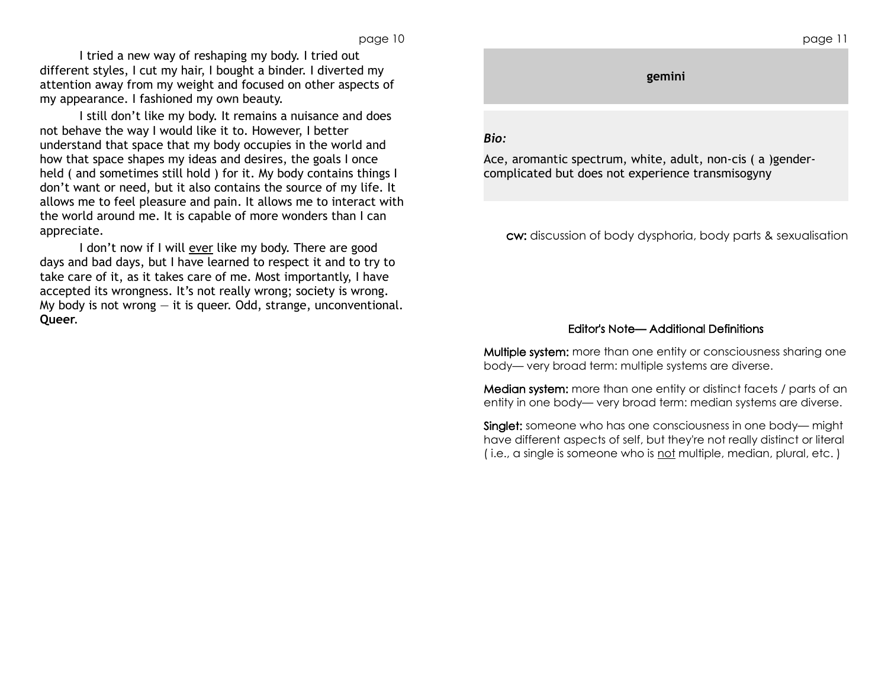I tried a new way of reshaping my body. I tried out different styles, I cut my hair, I bought a binder. I diverted my attention away from my weight and focused on other aspects of my appearance. I fashioned my own beauty.

I still don't like my body. It remains a nuisance and does not behave the way I would like it to. However, I better understand that space that my body occupies in the world and how that space shapes my ideas and desires, the goals I once held ( and sometimes still hold ) for it. My body contains things I don't want or need, but it also contains the source of my life. It allows me to feel pleasure and pain. It allows me to interact with the world around me. It is capable of more wonders than I can appreciate.

I don't now if I will <u>ever</u> like my body. There are good days and bad days, but I have learned to respect it and to try to take care of it, as it takes care of me. Most importantly, I have accepted its wrongness. It's not really wrong; society is wrong. My body is not wrong — it is queer. Odd, strange, unconventional. **Queer.**

## gemini

***Bio:***

Ace, aromantic spectrum, white, adult, non-cis ( a )gender-complicated but does not experience transmisogyny

**cw:** discussion of body dysphoria, body parts & sexualisation

### Editor's Note— Additional Definitions

**Multiple system:** more than one entity or consciousness sharing one body— very broad term: multiple systems are diverse.

**Median system:** more than one entity or distinct facets / parts of an entity in one body— very broad term: median systems are diverse.

**Singlet:** someone who has one consciousness in one body— might have different aspects of self, but they're not really distinct or literal ( i.e., a single is someone who is <u>not</u> multiple, median, plural, etc. )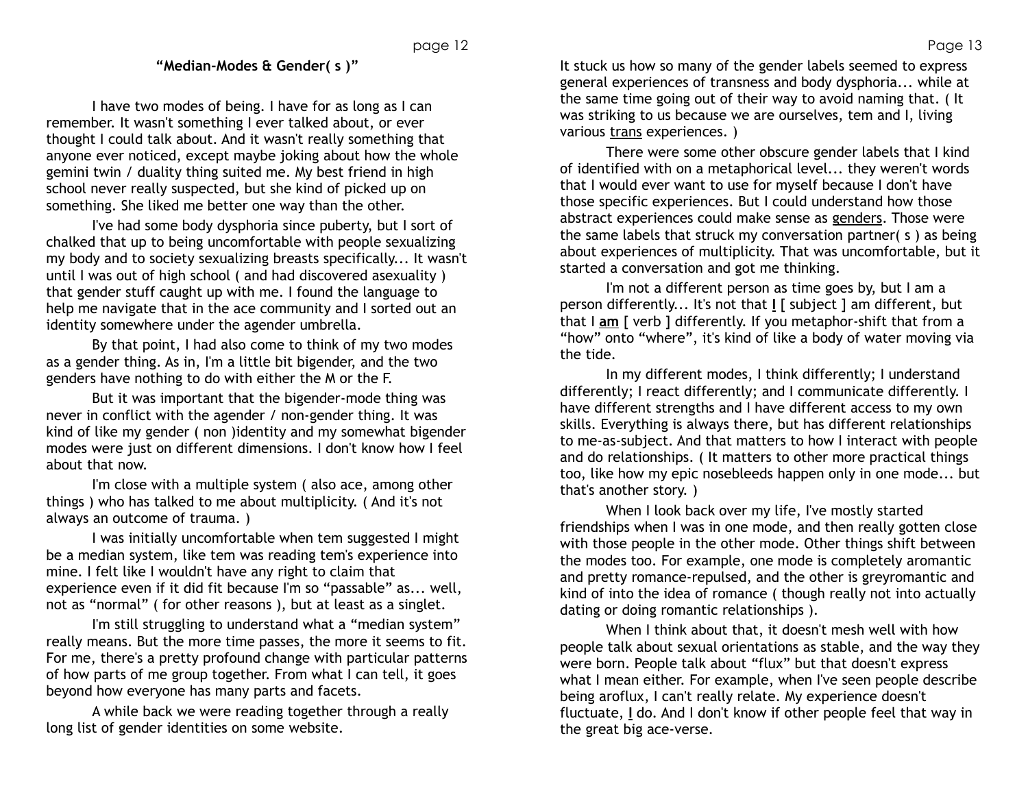## "Median-Modes & Gender( s )"

I have two modes of being. I have for as long as I can remember. It wasn't something I ever talked about, or ever thought I could talk about. And it wasn't really something that anyone ever noticed, except maybe joking about how the whole gemini twin / duality thing suited me. My best friend in high school never really suspected, but she kind of picked up on something. She liked me better one way than the other.

I've had some body dysphoria since puberty, but I sort of chalked that up to being uncomfortable with people sexualizing my body and to society sexualizing breasts specifically... It wasn't until I was out of high school ( and had discovered asexuality ) that gender stuff caught up with me. I found the language to help me navigate that in the ace community and I sorted out an identity somewhere under the agender umbrella.

By that point, I had also come to think of my two modes as a gender thing. As in, I'm a little bit bigender, and the two genders have nothing to do with either the M or the F.

But it was important that the bigender-mode thing was never in conflict with the agender / non-gender thing. It was kind of like my gender ( non )identity and my somewhat bigender modes were just on different dimensions. I don't know how I feel about that now.

I'm close with a multiple system ( also ace, among other things ) who has talked to me about multiplicity. ( And it's not always an outcome of trauma. )

I was initially uncomfortable when tem suggested I might be a median system, like tem was reading tem's experience into mine. I felt like I wouldn't have any right to claim that experience even if it did fit because I'm so "passable" as... well, not as "normal" ( for other reasons ), but at least as a singlet.

I'm still struggling to understand what a "median system" really means. But the more time passes, the more it seems to fit. For me, there's a pretty profound change with particular patterns of how parts of me group together. From what I can tell, it goes beyond how everyone has many parts and facets.

A while back we were reading together through a really long list of gender identities on some website.

It stuck us how so many of the gender labels seemed to express general experiences of transness and body dysphoria... while at the same time going out of their way to avoid naming that. ( It was striking to us because we are ourselves, tem and I, living various <u>trans</u> experiences. )

There were some other obscure gender labels that I kind of identified with on a metaphorical level... they weren't words that I would ever want to use for myself because I don't have those specific experiences. But I could understand how those abstract experiences could make sense as <u>genders</u>. Those were the same labels that struck my conversation partner( s ) as being about experiences of multiplicity. That was uncomfortable, but it started a conversation and got me thinking.

I'm not a different person as time goes by, but I am a person differently... It's not that **<u>I</u>** [ subject ] am different, but that I **<u>am</u>** [ verb ] differently. If you metaphor-shift that from a "how" onto "where", it's kind of like a body of water moving via the tide.

In my different modes, I think differently; I understand differently; I react differently; and I communicate differently. I have different strengths and I have different access to my own skills. Everything is always there, but has different relationships to me-as-subject. And that matters to how I interact with people and do relationships. ( It matters to other more practical things too, like how my epic nosebleeds happen only in one mode... but that's another story. )

When I look back over my life, I've mostly started friendships when I was in one mode, and then really gotten close with those people in the other mode. Other things shift between the modes too. For example, one mode is completely aromantic and pretty romance-repulsed, and the other is greyromantic and kind of into the idea of romance ( though really not into actually dating or doing romantic relationships ).

When I think about that, it doesn't mesh well with how people talk about sexual orientations as stable, and the way they were born. People talk about "flux" but that doesn't express what I mean either. For example, when I've seen people describe being aroflux, I can't really relate. My experience doesn't fluctuate, **<u>I</u>** do. And I don't know if other people feel that way in the great big ace-verse.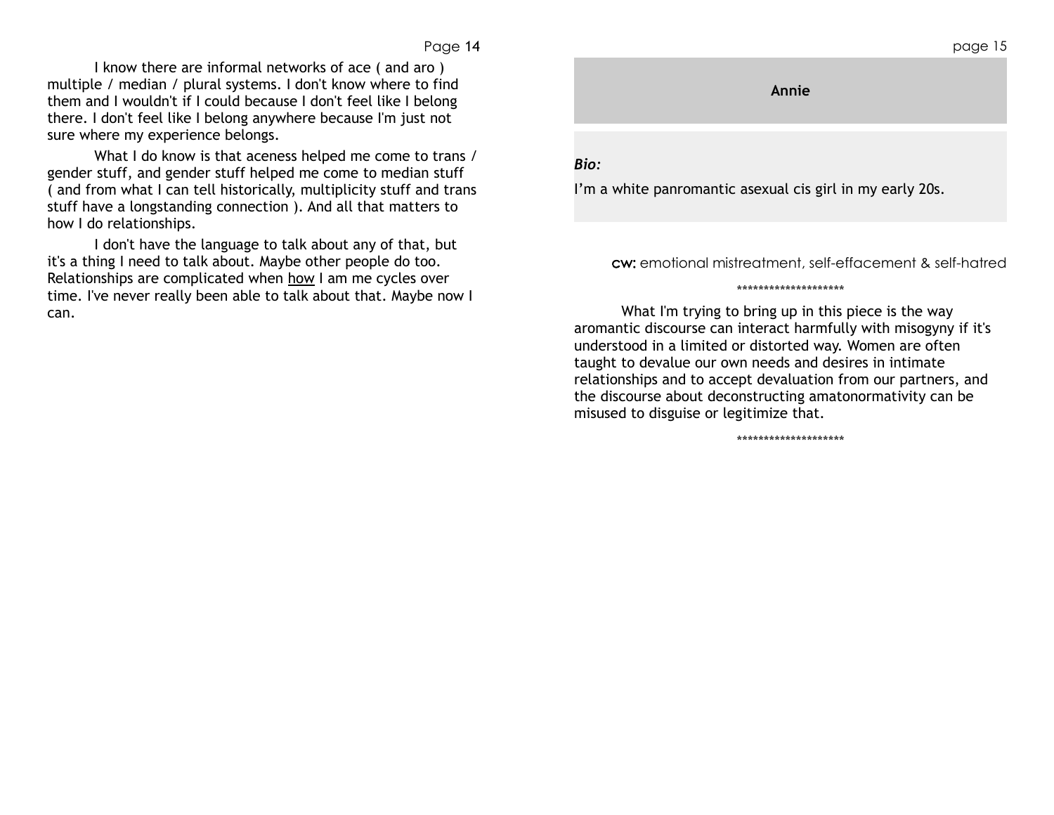I know there are informal networks of ace ( and aro ) multiple / median / plural systems. I don't know where to find them and I wouldn't if I could because I don't feel like I belong there. I don't feel like I belong anywhere because I'm just not sure where my experience belongs.

What I do know is that aceness helped me come to trans / gender stuff, and gender stuff helped me come to median stuff ( and from what I can tell historically, multiplicity stuff and trans stuff have a longstanding connection ). And all that matters to how I do relationships.

I don't have the language to talk about any of that, but it's a thing I need to talk about. Maybe other people do too. Relationships are complicated when <u>how</u> I am me cycles over time. I've never really been able to talk about that. Maybe now I can.

## Annie

***Bio:***

I'm a white panromantic asexual cis girl in my early 20s.

**cw:** emotional mistreatment, self-effacement & self-hatred

********************

What I'm trying to bring up in this piece is the way aromantic discourse can interact harmfully with misogyny if it's understood in a limited or distorted way. Women are often taught to devalue our own needs and desires in intimate relationships and to accept devaluation from our partners, and the discourse about deconstructing amatonormativity can be misused to disguise or legitimize that.

********************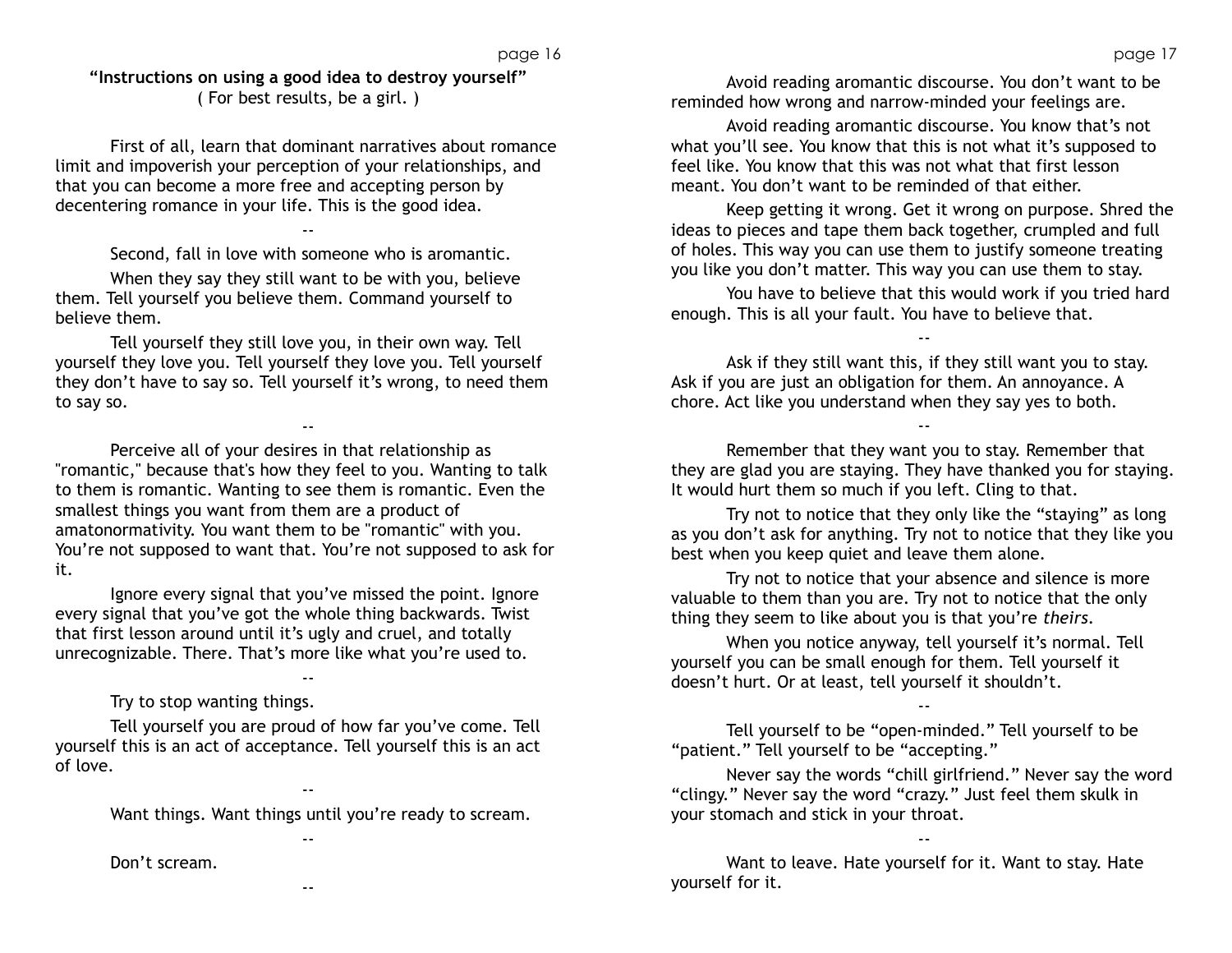**"Instructions on using a good idea to destroy yourself"**
( For best results, be a girl. )

First of all, learn that dominant narratives about romance limit and impoverish your perception of your relationships, and that you can become a more free and accepting person by decentering romance in your life. This is the good idea.

--

Second, fall in love with someone who is aromantic.

When they say they still want to be with you, believe them. Tell yourself you believe them. Command yourself to believe them.

Tell yourself they still love you, in their own way. Tell yourself they love you. Tell yourself they love you. Tell yourself they don't have to say so. Tell yourself it's wrong, to need them to say so.

--

Perceive all of your desires in that relationship as "romantic," because that's how they feel to you. Wanting to talk to them is romantic. Wanting to see them is romantic. Even the smallest things you want from them are a product of amatonormativity. You want them to be "romantic" with you. You're not supposed to want that. You're not supposed to ask for it.

Ignore every signal that you've missed the point. Ignore every signal that you've got the whole thing backwards. Twist that first lesson around until it's ugly and cruel, and totally unrecognizable. There. That's more like what you're used to.

--

Try to stop wanting things.

Tell yourself you are proud of how far you've come. Tell yourself this is an act of acceptance. Tell yourself this is an act of love.

--

Want things. Want things until you're ready to scream.

--

Don't scream.

--

Avoid reading aromantic discourse. You don't want to be reminded how wrong and narrow-minded your feelings are.

Avoid reading aromantic discourse. You know that's not what you'll see. You know that this is not what it's supposed to feel like. You know that this was not what that first lesson meant. You don't want to be reminded of that either.

Keep getting it wrong. Get it wrong on purpose. Shred the ideas to pieces and tape them back together, crumpled and full of holes. This way you can use them to justify someone treating you like you don't matter. This way you can use them to stay.

You have to believe that this would work if you tried hard enough. This is all your fault. You have to believe that.

--

Ask if they still want this, if they still want you to stay. Ask if you are just an obligation for them. An annoyance. A chore. Act like you understand when they say yes to both.

--

Remember that they want you to stay. Remember that they are glad you are staying. They have thanked you for staying. It would hurt them so much if you left. Cling to that.

Try not to notice that they only like the "staying" as long as you don't ask for anything. Try not to notice that they like you best when you keep quiet and leave them alone.

Try not to notice that your absence and silence is more valuable to them than you are. Try not to notice that the only thing they seem to like about you is that you're *theirs*.

When you notice anyway, tell yourself it's normal. Tell yourself you can be small enough for them. Tell yourself it doesn't hurt. Or at least, tell yourself it shouldn't.

--

Tell yourself to be "open-minded." Tell yourself to be "patient." Tell yourself to be "accepting."

Never say the words "chill girlfriend." Never say the word "clingy." Never say the word "crazy." Just feel them skulk in your stomach and stick in your throat.

--

Want to leave. Hate yourself for it. Want to stay. Hate yourself for it.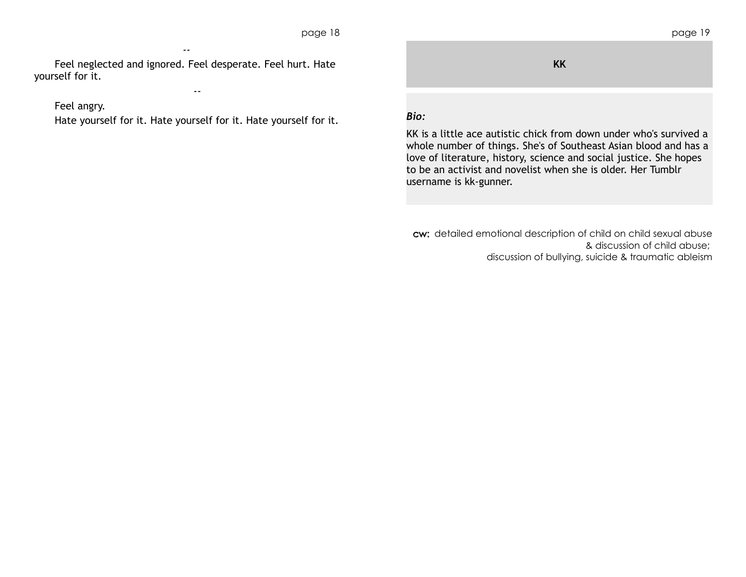--

Feel neglected and ignored. Feel desperate. Feel hurt. Hate yourself for it.

--

Feel angry.

Hate yourself for it. Hate yourself for it. Hate yourself for it.

## KK

***Bio:***

KK is a little ace autistic chick from down under who's survived a whole number of things. She's of Southeast Asian blood and has a love of literature, history, science and social justice. She hopes to be an activist and novelist when she is older. Her Tumblr username is kk-gunner.

**cw:** detailed emotional description of child on child sexual abuse & discussion of child abuse; discussion of bullying, suicide & traumatic ableism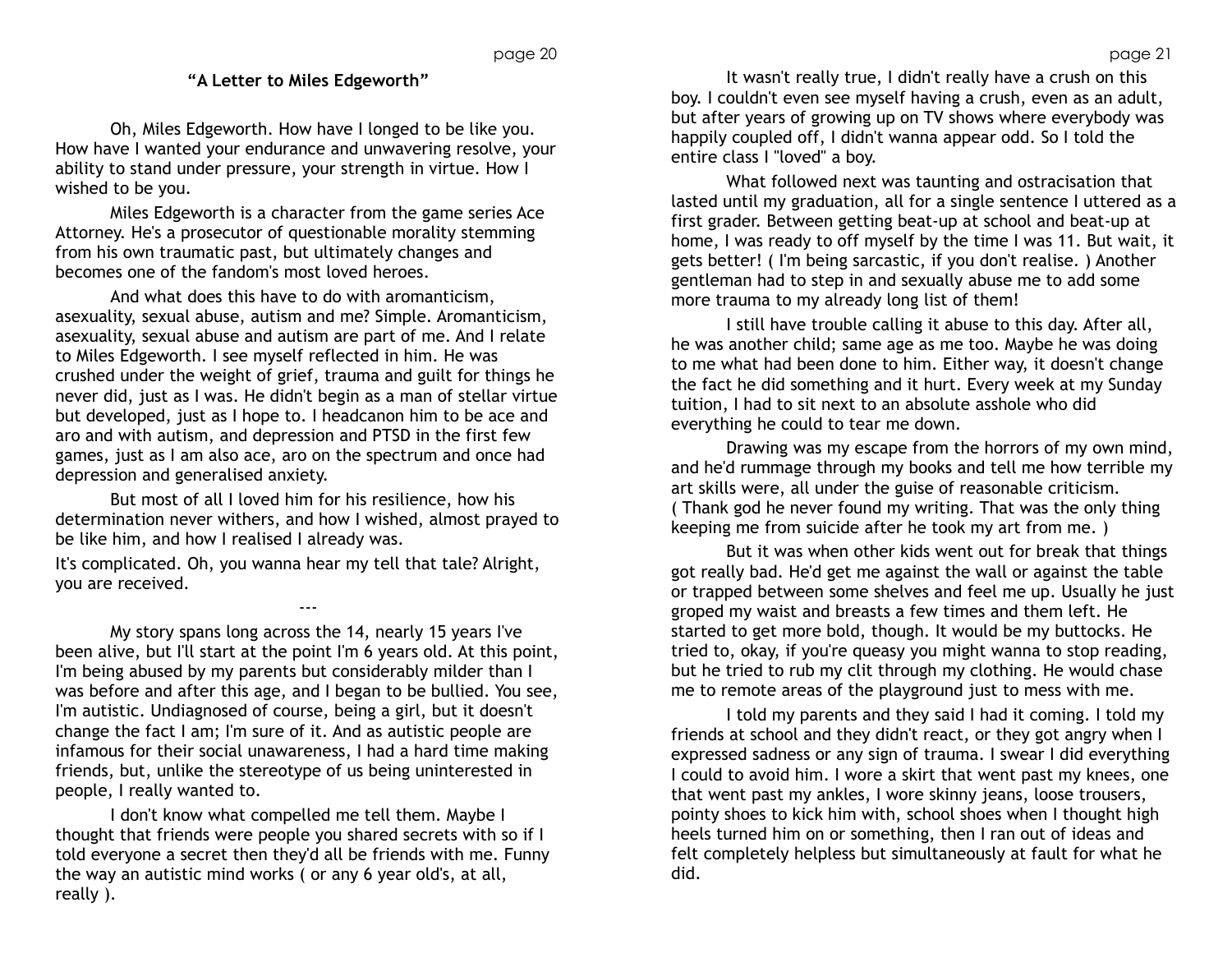## "A Letter to Miles Edgeworth"

Oh, Miles Edgeworth. How have I longed to be like you. How have I wanted your endurance and unwavering resolve, your ability to stand under pressure, your strength in virtue. How I wished to be you.

Miles Edgeworth is a character from the game series Ace Attorney. He's a prosecutor of questionable morality stemming from his own traumatic past, but ultimately changes and becomes one of the fandom's most loved heroes.

And what does this have to do with aromanticism, asexuality, sexual abuse, autism and me? Simple. Aromanticism, asexuality, sexual abuse and autism are part of me. And I relate to Miles Edgeworth. I see myself reflected in him. He was crushed under the weight of grief, trauma and guilt for things he never did, just as I was. He didn't begin as a man of stellar virtue but developed, just as I hope to. I headcanon him to be ace and aro and with autism, and depression and PTSD in the first few games, just as I am also ace, aro on the spectrum and once had depression and generalised anxiety.

But most of all I loved him for his resilience, how his determination never withers, and how I wished, almost prayed to be like him, and how I realised I already was.

It's complicated. Oh, you wanna hear my tell that tale? Alright, you are received.

---

My story spans long across the 14, nearly 15 years I've been alive, but I'll start at the point I'm 6 years old. At this point, I'm being abused by my parents but considerably milder than I was before and after this age, and I began to be bullied. You see, I'm autistic. Undiagnosed of course, being a girl, but it doesn't change the fact I am; I'm sure of it. And as autistic people are infamous for their social unawareness, I had a hard time making friends, but, unlike the stereotype of us being uninterested in people, I really wanted to.

I don't know what compelled me tell them. Maybe I thought that friends were people you shared secrets with so if I told everyone a secret then they'd all be friends with me. Funny the way an autistic mind works ( or any 6 year old's, at all, really ).

It wasn't really true, I didn't really have a crush on this boy. I couldn't even see myself having a crush, even as an adult, but after years of growing up on TV shows where everybody was happily coupled off, I didn't wanna appear odd. So I told the entire class I "loved" a boy.

What followed next was taunting and ostracisation that lasted until my graduation, all for a single sentence I uttered as a first grader. Between getting beat-up at school and beat-up at home, I was ready to off myself by the time I was 11. But wait, it gets better! ( I'm being sarcastic, if you don't realise. ) Another gentleman had to step in and sexually abuse me to add some more trauma to my already long list of them!

I still have trouble calling it abuse to this day. After all, he was another child; same age as me too. Maybe he was doing to me what had been done to him. Either way, it doesn't change the fact he did something and it hurt. Every week at my Sunday tuition, I had to sit next to an absolute asshole who did everything he could to tear me down.

Drawing was my escape from the horrors of my own mind, and he'd rummage through my books and tell me how terrible my art skills were, all under the guise of reasonable criticism. ( Thank god he never found my writing. That was the only thing keeping me from suicide after he took my art from me. )

But it was when other kids went out for break that things got really bad. He'd get me against the wall or against the table or trapped between some shelves and feel me up. Usually he just groped my waist and breasts a few times and them left. He started to get more bold, though. It would be my buttocks. He tried to, okay, if you're queasy you might wanna to stop reading, but he tried to rub my clit through my clothing. He would chase me to remote areas of the playground just to mess with me.

I told my parents and they said I had it coming. I told my friends at school and they didn't react, or they got angry when I expressed sadness or any sign of trauma. I swear I did everything I could to avoid him. I wore a skirt that went past my knees, one that went past my ankles, I wore skinny jeans, loose trousers, pointy shoes to kick him with, school shoes when I thought high heels turned him on or something, then I ran out of ideas and felt completely helpless but simultaneously at fault for what he did.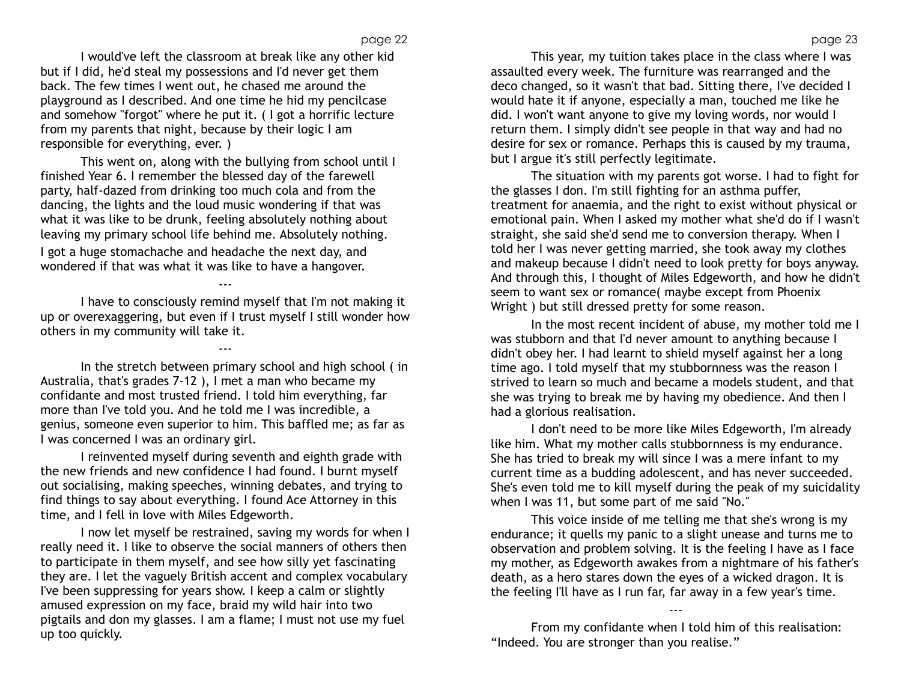I would've left the classroom at break like any other kid but if I did, he'd steal my possessions and I'd never get them back. The few times I went out, he chased me around the playground as I described. And one time he hid my pencilcase and somehow "forgot" where he put it. ( I got a horrific lecture from my parents that night, because by their logic I am responsible for everything, ever. )

This went on, along with the bullying from school until I finished Year 6. I remember the blessed day of the farewell party, half-dazed from drinking too much cola and from the dancing, the lights and the loud music wondering if that was what it was like to be drunk, feeling absolutely nothing about leaving my primary school life behind me. Absolutely nothing. I got a huge stomachache and headache the next day, and wondered if that was what it was like to have a hangover.

---

I have to consciously remind myself that I'm not making it up or overexaggering, but even if I trust myself I still wonder how others in my community will take it.

---

In the stretch between primary school and high school ( in Australia, that's grades 7-12 ), I met a man who became my confidante and most trusted friend. I told him everything, far more than I've told you. And he told me I was incredible, a genius, someone even superior to him. This baffled me; as far as I was concerned I was an ordinary girl.

I reinvented myself during seventh and eighth grade with the new friends and new confidence I had found. I burnt myself out socialising, making speeches, winning debates, and trying to find things to say about everything. I found Ace Attorney in this time, and I fell in love with Miles Edgeworth.

I now let myself be restrained, saving my words for when I really need it. I like to observe the social manners of others then to participate in them myself, and see how silly yet fascinating they are. I let the vaguely British accent and complex vocabulary I've been suppressing for years show. I keep a calm or slightly amused expression on my face, braid my wild hair into two pigtails and don my glasses. I am a flame; I must not use my fuel up too quickly.

This year, my tuition takes place in the class where I was assaulted every week. The furniture was rearranged and the deco changed, so it wasn't that bad. Sitting there, I've decided I would hate it if anyone, especially a man, touched me like he did. I won't want anyone to give my loving words, nor would I return them. I simply didn't see people in that way and had no desire for sex or romance. Perhaps this is caused by my trauma, but I argue it's still perfectly legitimate.

The situation with my parents got worse. I had to fight for the glasses I don. I'm still fighting for an asthma puffer, treatment for anaemia, and the right to exist without physical or emotional pain. When I asked my mother what she'd do if I wasn't straight, she said she'd send me to conversion therapy. When I told her I was never getting married, she took away my clothes and makeup because I didn't need to look pretty for boys anyway. And through this, I thought of Miles Edgeworth, and how he didn't seem to want sex or romance( maybe except from Phoenix Wright ) but still dressed pretty for some reason.

In the most recent incident of abuse, my mother told me I was stubborn and that I'd never amount to anything because I didn't obey her. I had learnt to shield myself against her a long time ago. I told myself that my stubbornness was the reason I strived to learn so much and became a models student, and that she was trying to break me by having my obedience. And then I had a glorious realisation.

I don't need to be more like Miles Edgeworth, I'm already like him. What my mother calls stubbornness is my endurance. She has tried to break my will since I was a mere infant to my current time as a budding adolescent, and has never succeeded. She's even told me to kill myself during the peak of my suicidality when I was 11, but some part of me said "No."

This voice inside of me telling me that she's wrong is my endurance; it quells my panic to a slight unease and turns me to observation and problem solving. It is the feeling I have as I face my mother, as Edgeworth awakes from a nightmare of his father's death, as a hero stares down the eyes of a wicked dragon. It is the feeling I'll have as I run far, far away in a few year's time.

---

From my confidante when I told him of this realisation: “Indeed. You are stronger than you realise.”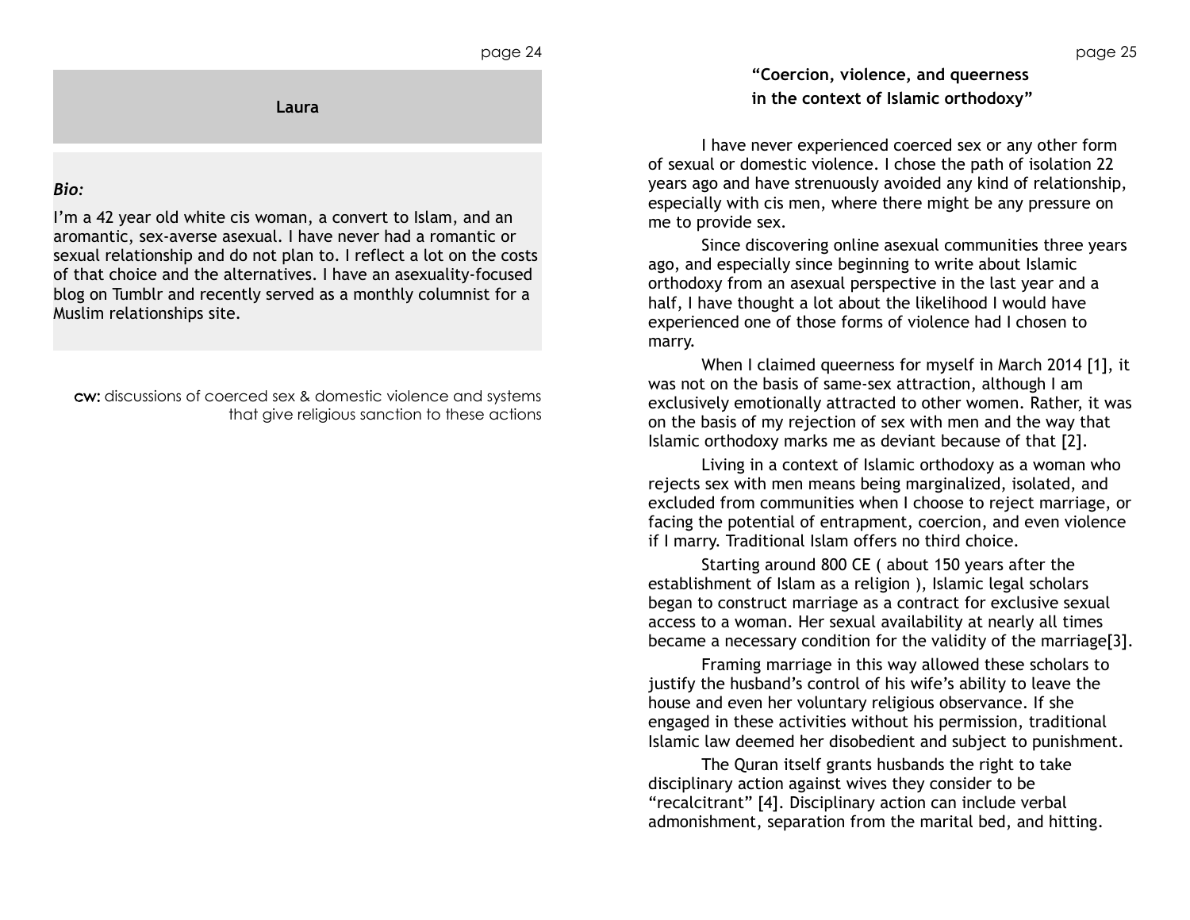## Laura

***Bio:***

I'm a 42 year old white cis woman, a convert to Islam, and an aromantic, sex-averse asexual. I have never had a romantic or sexual relationship and do not plan to. I reflect a lot on the costs of that choice and the alternatives. I have an asexuality-focused blog on Tumblr and recently served as a monthly columnist for a Muslim relationships site.

**cw:** discussions of coerced sex & domestic violence and systems that give religious sanction to these actions

### "Coercion, violence, and queerness in the context of Islamic orthodoxy"

I have never experienced coerced sex or any other form of sexual or domestic violence. I chose the path of isolation 22 years ago and have strenuously avoided any kind of relationship, especially with cis men, where there might be any pressure on me to provide sex.

Since discovering online asexual communities three years ago, and especially since beginning to write about Islamic orthodoxy from an asexual perspective in the last year and a half, I have thought a lot about the likelihood I would have experienced one of those forms of violence had I chosen to marry.

When I claimed queerness for myself in March 2014 [1], it was not on the basis of same-sex attraction, although I am exclusively emotionally attracted to other women. Rather, it was on the basis of my rejection of sex with men and the way that Islamic orthodoxy marks me as deviant because of that [2].

Living in a context of Islamic orthodoxy as a woman who rejects sex with men means being marginalized, isolated, and excluded from communities when I choose to reject marriage, or facing the potential of entrapment, coercion, and even violence if I marry. Traditional Islam offers no third choice.

Starting around 800 CE ( about 150 years after the establishment of Islam as a religion ), Islamic legal scholars began to construct marriage as a contract for exclusive sexual access to a woman. Her sexual availability at nearly all times became a necessary condition for the validity of the marriage[3].

Framing marriage in this way allowed these scholars to justify the husband's control of his wife's ability to leave the house and even her voluntary religious observance. If she engaged in these activities without his permission, traditional Islamic law deemed her disobedient and subject to punishment.

The Quran itself grants husbands the right to take disciplinary action against wives they consider to be "recalcitrant" [4]. Disciplinary action can include verbal admonishment, separation from the marital bed, and hitting.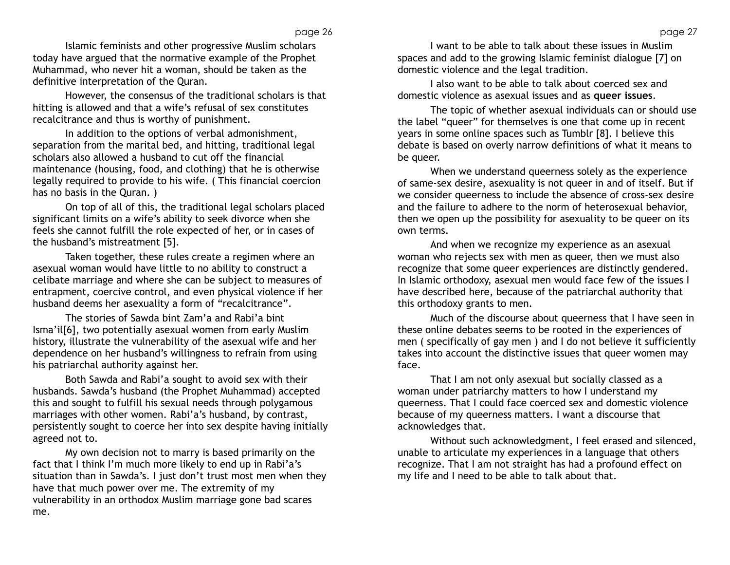Islamic feminists and other progressive Muslim scholars today have argued that the normative example of the Prophet Muhammad, who never hit a woman, should be taken as the definitive interpretation of the Quran.

However, the consensus of the traditional scholars is that hitting is allowed and that a wife's refusal of sex constitutes recalcitrance and thus is worthy of punishment.

In addition to the options of verbal admonishment, separation from the marital bed, and hitting, traditional legal scholars also allowed a husband to cut off the financial maintenance (housing, food, and clothing) that he is otherwise legally required to provide to his wife. ( This financial coercion has no basis in the Quran. )

On top of all of this, the traditional legal scholars placed significant limits on a wife's ability to seek divorce when she feels she cannot fulfill the role expected of her, or in cases of the husband's mistreatment [5].

Taken together, these rules create a regimen where an asexual woman would have little to no ability to construct a celibate marriage and where she can be subject to measures of entrapment, coercive control, and even physical violence if her husband deems her asexuality a form of "recalcitrance".

The stories of Sawda bint Zam'a and Rabi'a bint Isma'il[6], two potentially asexual women from early Muslim history, illustrate the vulnerability of the asexual wife and her dependence on her husband's willingness to refrain from using his patriarchal authority against her.

Both Sawda and Rabi'a sought to avoid sex with their husbands. Sawda's husband (the Prophet Muhammad) accepted this and sought to fulfill his sexual needs through polygamous marriages with other women. Rabi'a's husband, by contrast, persistently sought to coerce her into sex despite having initially agreed not to.

My own decision not to marry is based primarily on the fact that I think I'm much more likely to end up in Rabi'a's situation than in Sawda's. I just don't trust most men when they have that much power over me. The extremity of my vulnerability in an orthodox Muslim marriage gone bad scares me.

I want to be able to talk about these issues in Muslim spaces and add to the growing Islamic feminist dialogue [7] on domestic violence and the legal tradition.

I also want to be able to talk about coerced sex and domestic violence as asexual issues and as **queer issues**.

The topic of whether asexual individuals can or should use the label "queer" for themselves is one that come up in recent years in some online spaces such as Tumblr [8]. I believe this debate is based on overly narrow definitions of what it means to be queer.

When we understand queerness solely as the experience of same-sex desire, asexuality is not queer in and of itself. But if we consider queerness to include the absence of cross-sex desire and the failure to adhere to the norm of heterosexual behavior, then we open up the possibility for asexuality to be queer on its own terms.

And when we recognize my experience as an asexual woman who rejects sex with men as queer, then we must also recognize that some queer experiences are distinctly gendered. In Islamic orthodoxy, asexual men would face few of the issues I have described here, because of the patriarchal authority that this orthodoxy grants to men.

Much of the discourse about queerness that I have seen in these online debates seems to be rooted in the experiences of men ( specifically of gay men ) and I do not believe it sufficiently takes into account the distinctive issues that queer women may face.

That I am not only asexual but socially classed as a woman under patriarchy matters to how I understand my queerness. That I could face coerced sex and domestic violence because of my queerness matters. I want a discourse that acknowledges that.

Without such acknowledgment, I feel erased and silenced, unable to articulate my experiences in a language that others recognize. That I am not straight has had a profound effect on my life and I need to be able to talk about that.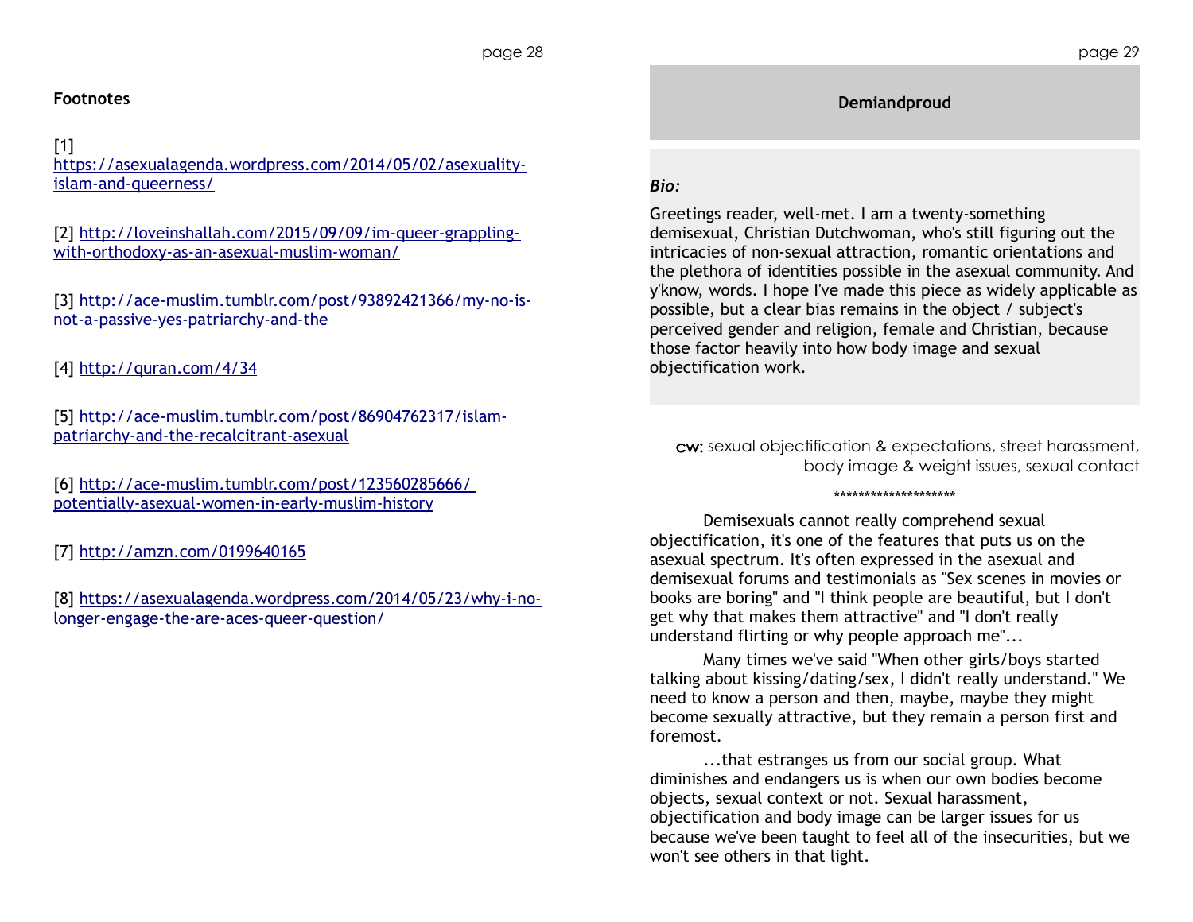**Footnotes**

[1] https://asexualagenda.wordpress.com/2014/05/02/asexuality-islam-and-queerness/

[2] http://loveinshallah.com/2015/09/09/im-queer-grappling-with-orthodoxy-as-an-asexual-muslim-woman/

[3] http://ace-muslim.tumblr.com/post/93892421366/my-no-is-not-a-passive-yes-patriarchy-and-the

[4] http://quran.com/4/34

[5] http://ace-muslim.tumblr.com/post/86904762317/islam-patriarchy-and-the-recalcitrant-asexual

[6] http://ace-muslim.tumblr.com/post/123560285666/potentially-asexual-women-in-early-muslim-history

[7] http://amzn.com/0199640165

[8] https://asexualagenda.wordpress.com/2014/05/23/why-i-no-longer-engage-the-are-aces-queer-question/

## Demiandproud

***Bio:***

Greetings reader, well-met. I am a twenty-something demisexual, Christian Dutchwoman, who's still figuring out the intricacies of non-sexual attraction, romantic orientations and the plethora of identities possible in the asexual community. And y'know, words. I hope I've made this piece as widely applicable as possible, but a clear bias remains in the object / subject's perceived gender and religion, female and Christian, because those factor heavily into how body image and sexual objectification work.

**cw:** sexual objectification & expectations, street harassment, body image & weight issues, sexual contact

********************

Demisexuals cannot really comprehend sexual objectification, it's one of the features that puts us on the asexual spectrum. It's often expressed in the asexual and demisexual forums and testimonials as "Sex scenes in movies or books are boring" and "I think people are beautiful, but I don't get why that makes them attractive" and "I don't really understand flirting or why people approach me"...

Many times we've said "When other girls/boys started talking about kissing/dating/sex, I didn't really understand." We need to know a person and then, maybe, maybe they might become sexually attractive, but they remain a person first and foremost.

...that estranges us from our social group. What diminishes and endangers us is when our own bodies become objects, sexual context or not. Sexual harassment, objectification and body image can be larger issues for us because we've been taught to feel all of the insecurities, but we won't see others in that light.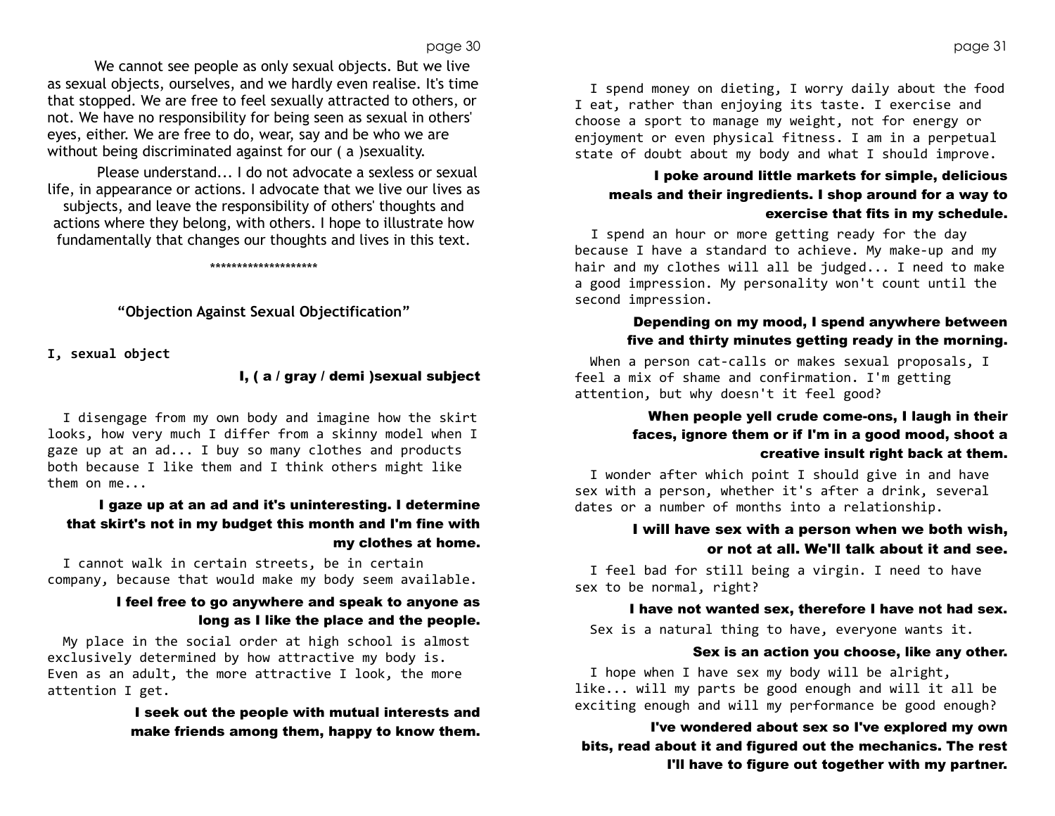We cannot see people as only sexual objects. But we live as sexual objects, ourselves, and we hardly even realise. It's time that stopped. We are free to feel sexually attracted to others, or not. We have no responsibility for being seen as sexual in others' eyes, either. We are free to do, wear, say and be who we are without being discriminated against for our ( a )sexuality.

Please understand... I do not advocate a sexless or sexual life, in appearance or actions. I advocate that we live our lives as subjects, and leave the responsibility of others' thoughts and actions where they belong, with others. I hope to illustrate how fundamentally that changes our thoughts and lives in this text.

********************

### "Objection Against Sexual Objectification"

**I, sexual object**

**I, ( a / gray / demi )sexual subject**

I disengage from my own body and imagine how the skirt looks, how very much I differ from a skinny model when I gaze up at an ad... I buy so many clothes and products both because I like them and I think others might like them on me...

**I gaze up at an ad and it's uninteresting. I determine that skirt's not in my budget this month and I'm fine with my clothes at home.**

I cannot walk in certain streets, be in certain company, because that would make my body seem available.

**I feel free to go anywhere and speak to anyone as long as I like the place and the people.**

My place in the social order at high school is almost exclusively determined by how attractive my body is. Even as an adult, the more attractive I look, the more attention I get.

**I seek out the people with mutual interests and make friends among them, happy to know them.**

I spend money on dieting, I worry daily about the food I eat, rather than enjoying its taste. I exercise and choose a sport to manage my weight, not for energy or enjoyment or even physical fitness. I am in a perpetual state of doubt about my body and what I should improve.

**I poke around little markets for simple, delicious meals and their ingredients. I shop around for a way to exercise that fits in my schedule.**

I spend an hour or more getting ready for the day because I have a standard to achieve. My make-up and my hair and my clothes will all be judged... I need to make a good impression. My personality won't count until the second impression.

**Depending on my mood, I spend anywhere between five and thirty minutes getting ready in the morning.**

When a person cat-calls or makes sexual proposals, I feel a mix of shame and confirmation. I'm getting attention, but why doesn't it feel good?

**When people yell crude come-ons, I laugh in their faces, ignore them or if I'm in a good mood, shoot a creative insult right back at them.**

I wonder after which point I should give in and have sex with a person, whether it's after a drink, several dates or a number of months into a relationship.

**I will have sex with a person when we both wish, or not at all. We'll talk about it and see.**

I feel bad for still being a virgin. I need to have sex to be normal, right?

**I have not wanted sex, therefore I have not had sex.**

Sex is a natural thing to have, everyone wants it.

**Sex is an action you choose, like any other.**

I hope when I have sex my body will be alright, like... will my parts be good enough and will it all be exciting enough and will my performance be good enough?

**I've wondered about sex so I've explored my own bits, read about it and figured out the mechanics. The rest I'll have to figure out together with my partner.**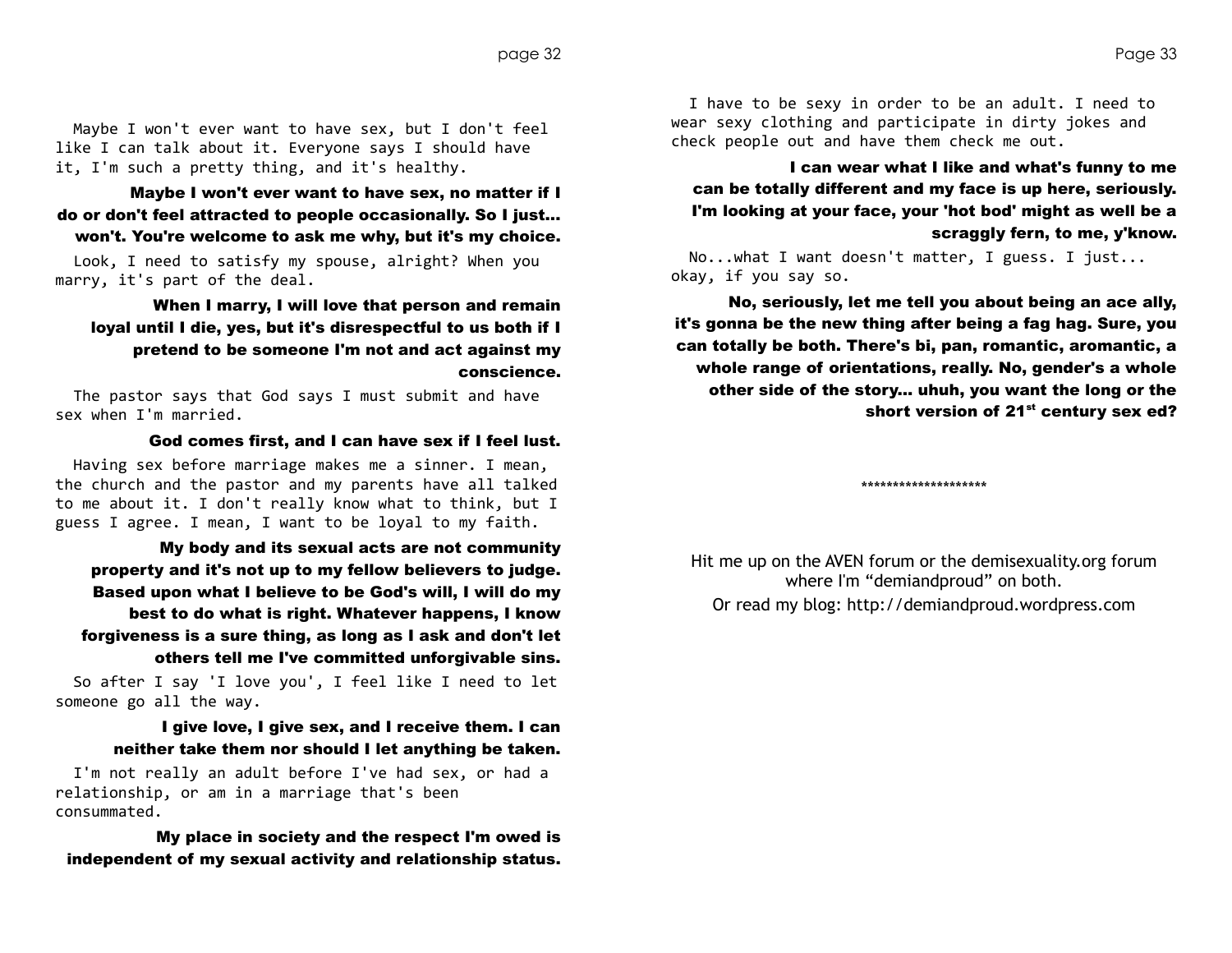Maybe I won't ever want to have sex, but I don't feel like I can talk about it. Everyone says I should have it, I'm such a pretty thing, and it's healthy.

**Maybe I won't ever want to have sex, no matter if I do or don't feel attracted to people occasionally. So I just... won't. You're welcome to ask me why, but it's my choice.**

Look, I need to satisfy my spouse, alright? When you marry, it's part of the deal.

**When I marry, I will love that person and remain loyal until I die, yes, but it's disrespectful to us both if I pretend to be someone I'm not and act against my conscience.**

The pastor says that God says I must submit and have sex when I'm married.

**God comes first, and I can have sex if I feel lust.**

Having sex before marriage makes me a sinner. I mean, the church and the pastor and my parents have all talked to me about it. I don't really know what to think, but I guess I agree. I mean, I want to be loyal to my faith.

**My body and its sexual acts are not community property and it's not up to my fellow believers to judge. Based upon what I believe to be God's will, I will do my best to do what is right. Whatever happens, I know forgiveness is a sure thing, as long as I ask and don't let others tell me I've committed unforgivable sins.**

So after I say 'I love you', I feel like I need to let someone go all the way.

**I give love, I give sex, and I receive them. I can neither take them nor should I let anything be taken.**

I'm not really an adult before I've had sex, or had a relationship, or am in a marriage that's been consummated.

**My place in society and the respect I'm owed is independent of my sexual activity and relationship status.**

I have to be sexy in order to be an adult. I need to wear sexy clothing and participate in dirty jokes and check people out and have them check me out.

**I can wear what I like and what's funny to me can be totally different and my face is up here, seriously. I'm looking at your face, your 'hot bod' might as well be a scraggly fern, to me, y'know.**

No...what I want doesn't matter, I guess. I just... okay, if you say so.

**No, seriously, let me tell you about being an ace ally, it's gonna be the new thing after being a fag hag. Sure, you can totally be both. There's bi, pan, romantic, aromantic, a whole range of orientations, really. No, gender's a whole other side of the story... uhuh, you want the long or the short version of 21st century sex ed?**

********************

Hit me up on the AVEN forum or the demisexuality.org forum where I'm “demiandproud” on both.

Or read my blog: http://demiandproud.wordpress.com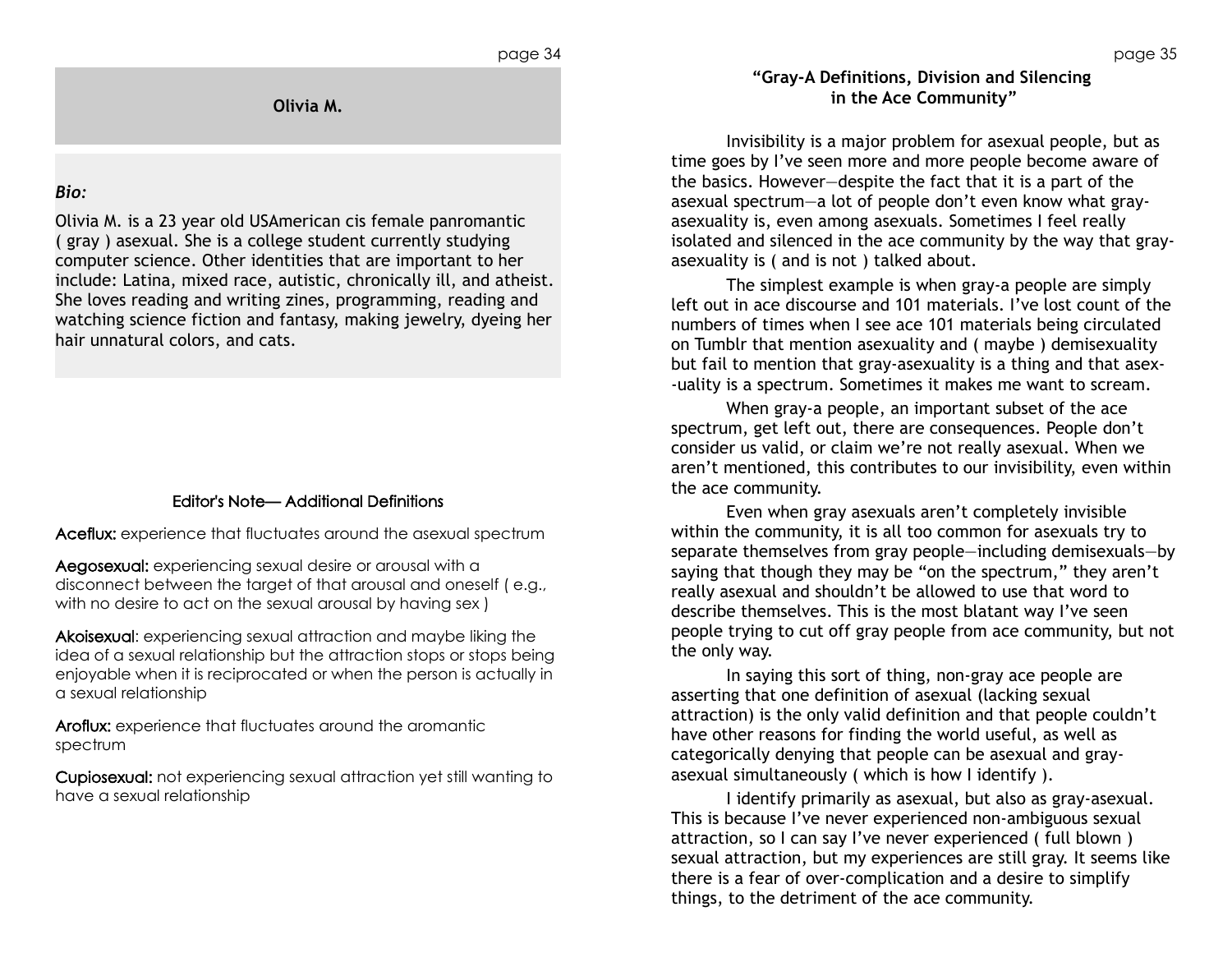## Olivia M.

***Bio:***

Olivia M. is a 23 year old USAmerican cis female panromantic ( gray ) asexual. She is a college student currently studying computer science. Other identities that are important to her include: Latina, mixed race, autistic, chronically ill, and atheist. She loves reading and writing zines, programming, reading and watching science fiction and fantasy, making jewelry, dyeing her hair unnatural colors, and cats.

### Editor's Note— Additional Definitions

**Aceflux:** experience that fluctuates around the asexual spectrum

**Aegosexual:** experiencing sexual desire or arousal with a disconnect between the target of that arousal and oneself ( e.g., with no desire to act on the sexual arousal by having sex )

**Akoisexual**: experiencing sexual attraction and maybe liking the idea of a sexual relationship but the attraction stops or stops being enjoyable when it is reciprocated or when the person is actually in a sexual relationship

**Aroflux:** experience that fluctuates around the aromantic spectrum

**Cupiosexual:** not experiencing sexual attraction yet still wanting to have a sexual relationship

## "Gray-A Definitions, Division and Silencing in the Ace Community"

Invisibility is a major problem for asexual people, but as time goes by I've seen more and more people become aware of the basics. However—despite the fact that it is a part of the asexual spectrum—a lot of people don't even know what gray-asexuality is, even among asexuals. Sometimes I feel really isolated and silenced in the ace community by the way that gray-asexuality is ( and is not ) talked about.

The simplest example is when gray-a people are simply left out in ace discourse and 101 materials. I've lost count of the numbers of times when I see ace 101 materials being circulated on Tumblr that mention asexuality and ( maybe ) demisexuality but fail to mention that gray-asexuality is a thing and that asex--uality is a spectrum. Sometimes it makes me want to scream.

When gray-a people, an important subset of the ace spectrum, get left out, there are consequences. People don't consider us valid, or claim we're not really asexual. When we aren't mentioned, this contributes to our invisibility, even within the ace community.

Even when gray asexuals aren't completely invisible within the community, it is all too common for asexuals try to separate themselves from gray people—including demisexuals—by saying that though they may be "on the spectrum," they aren't really asexual and shouldn't be allowed to use that word to describe themselves. This is the most blatant way I've seen people trying to cut off gray people from ace community, but not the only way.

In saying this sort of thing, non-gray ace people are asserting that one definition of asexual (lacking sexual attraction) is the only valid definition and that people couldn't have other reasons for finding the world useful, as well as categorically denying that people can be asexual and gray-asexual simultaneously ( which is how I identify ).

I identify primarily as asexual, but also as gray-asexual. This is because I've never experienced non-ambiguous sexual attraction, so I can say I've never experienced ( full blown ) sexual attraction, but my experiences are still gray. It seems like there is a fear of over-complication and a desire to simplify things, to the detriment of the ace community.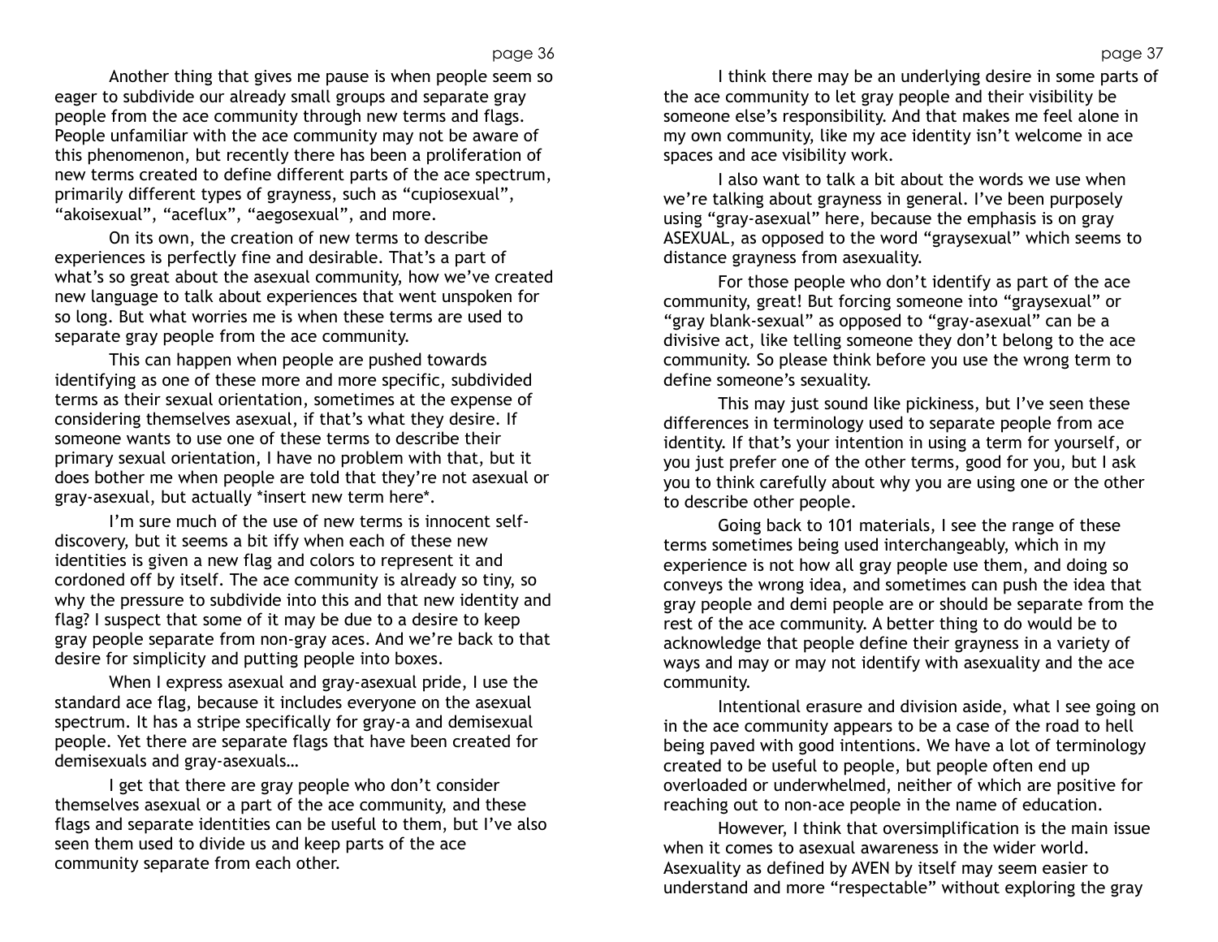Another thing that gives me pause is when people seem so eager to subdivide our already small groups and separate gray people from the ace community through new terms and flags. People unfamiliar with the ace community may not be aware of this phenomenon, but recently there has been a proliferation of new terms created to define different parts of the ace spectrum, primarily different types of grayness, such as "cupiosexual", "akoisexual", "aceflux", "aegosexual", and more.

On its own, the creation of new terms to describe experiences is perfectly fine and desirable. That's a part of what's so great about the asexual community, how we've created new language to talk about experiences that went unspoken for so long. But what worries me is when these terms are used to separate gray people from the ace community.

This can happen when people are pushed towards identifying as one of these more and more specific, subdivided terms as their sexual orientation, sometimes at the expense of considering themselves asexual, if that's what they desire. If someone wants to use one of these terms to describe their primary sexual orientation, I have no problem with that, but it does bother me when people are told that they're not asexual or gray-asexual, but actually *insert new term here*.

I'm sure much of the use of new terms is innocent self-discovery, but it seems a bit iffy when each of these new identities is given a new flag and colors to represent it and cordoned off by itself. The ace community is already so tiny, so why the pressure to subdivide into this and that new identity and flag? I suspect that some of it may be due to a desire to keep gray people separate from non-gray aces. And we're back to that desire for simplicity and putting people into boxes.

When I express asexual and gray-asexual pride, I use the standard ace flag, because it includes everyone on the asexual spectrum. It has a stripe specifically for gray-a and demisexual people. Yet there are separate flags that have been created for demisexuals and gray-asexuals…

I get that there are gray people who don't consider themselves asexual or a part of the ace community, and these flags and separate identities can be useful to them, but I've also seen them used to divide us and keep parts of the ace community separate from each other.

I think there may be an underlying desire in some parts of the ace community to let gray people and their visibility be someone else's responsibility. And that makes me feel alone in my own community, like my ace identity isn't welcome in ace spaces and ace visibility work.

I also want to talk a bit about the words we use when we're talking about grayness in general. I've been purposely using "gray-asexual" here, because the emphasis is on gray ASEXUAL, as opposed to the word "graysexual" which seems to distance grayness from asexuality.

For those people who don't identify as part of the ace community, great! But forcing someone into "graysexual" or "gray blank-sexual" as opposed to "gray-asexual" can be a divisive act, like telling someone they don't belong to the ace community. So please think before you use the wrong term to define someone's sexuality.

This may just sound like pickiness, but I've seen these differences in terminology used to separate people from ace identity. If that's your intention in using a term for yourself, or you just prefer one of the other terms, good for you, but I ask you to think carefully about why you are using one or the other to describe other people.

Going back to 101 materials, I see the range of these terms sometimes being used interchangeably, which in my experience is not how all gray people use them, and doing so conveys the wrong idea, and sometimes can push the idea that gray people and demi people are or should be separate from the rest of the ace community. A better thing to do would be to acknowledge that people define their grayness in a variety of ways and may or may not identify with asexuality and the ace community.

Intentional erasure and division aside, what I see going on in the ace community appears to be a case of the road to hell being paved with good intentions. We have a lot of terminology created to be useful to people, but people often end up overloaded or underwhelmed, neither of which are positive for reaching out to non-ace people in the name of education.

However, I think that oversimplification is the main issue when it comes to asexual awareness in the wider world. Asexuality as defined by AVEN by itself may seem easier to understand and more "respectable" without exploring the gray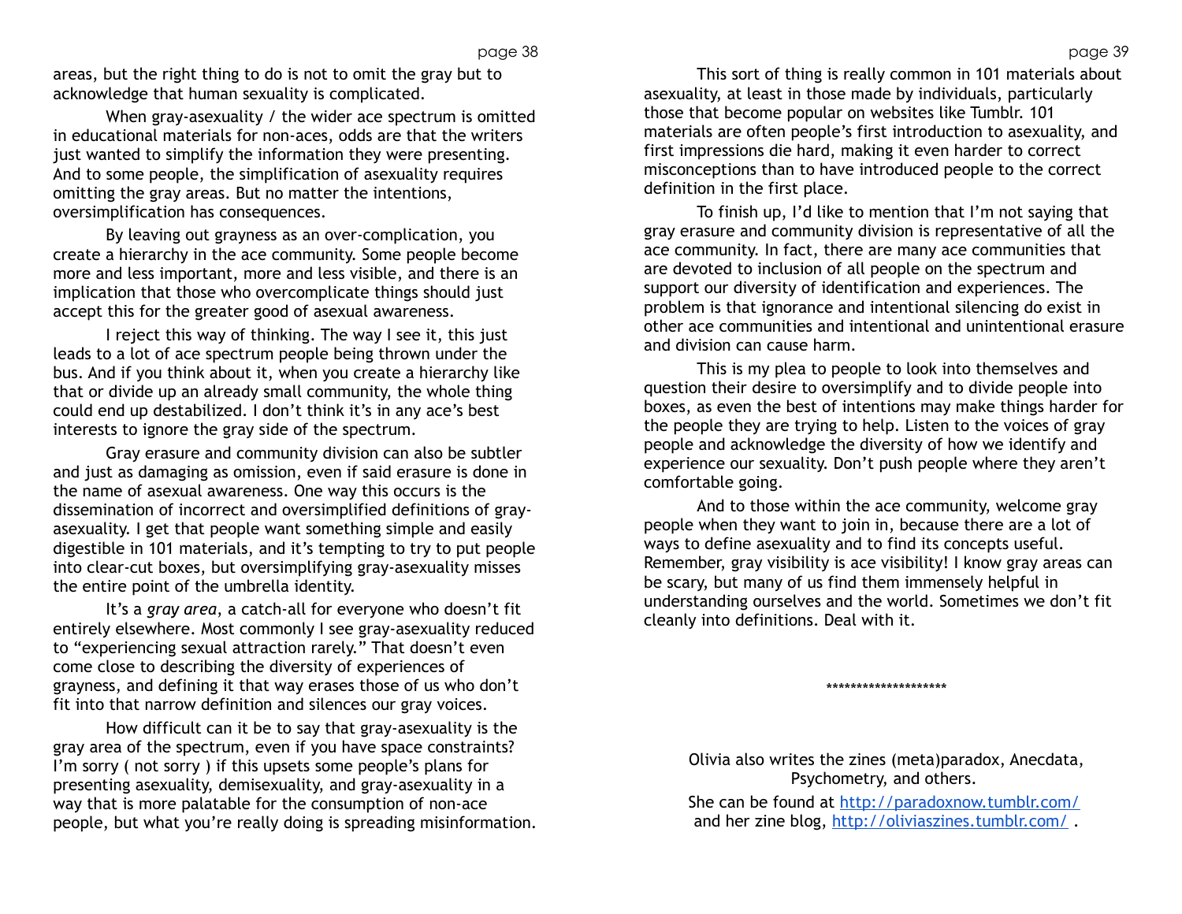areas, but the right thing to do is not to omit the gray but to acknowledge that human sexuality is complicated.

When gray-asexuality / the wider ace spectrum is omitted in educational materials for non-aces, odds are that the writers just wanted to simplify the information they were presenting. And to some people, the simplification of asexuality requires omitting the gray areas. But no matter the intentions, oversimplification has consequences.

By leaving out grayness as an over-complication, you create a hierarchy in the ace community. Some people become more and less important, more and less visible, and there is an implication that those who overcomplicate things should just accept this for the greater good of asexual awareness.

I reject this way of thinking. The way I see it, this just leads to a lot of ace spectrum people being thrown under the bus. And if you think about it, when you create a hierarchy like that or divide up an already small community, the whole thing could end up destabilized. I don't think it's in any ace's best interests to ignore the gray side of the spectrum.

Gray erasure and community division can also be subtler and just as damaging as omission, even if said erasure is done in the name of asexual awareness. One way this occurs is the dissemination of incorrect and oversimplified definitions of gray-asexuality. I get that people want something simple and easily digestible in 101 materials, and it's tempting to try to put people into clear-cut boxes, but oversimplifying gray-asexuality misses the entire point of the umbrella identity.

It's a *gray area*, a catch-all for everyone who doesn't fit entirely elsewhere. Most commonly I see gray-asexuality reduced to "experiencing sexual attraction rarely." That doesn't even come close to describing the diversity of experiences of grayness, and defining it that way erases those of us who don't fit into that narrow definition and silences our gray voices.

How difficult can it be to say that gray-asexuality is the gray area of the spectrum, even if you have space constraints? I'm sorry ( not sorry ) if this upsets some people's plans for presenting asexuality, demisexuality, and gray-asexuality in a way that is more palatable for the consumption of non-ace people, but what you're really doing is spreading misinformation.

This sort of thing is really common in 101 materials about asexuality, at least in those made by individuals, particularly those that become popular on websites like Tumblr. 101 materials are often people's first introduction to asexuality, and first impressions die hard, making it even harder to correct misconceptions than to have introduced people to the correct definition in the first place.

To finish up, I'd like to mention that I'm not saying that gray erasure and community division is representative of all the ace community. In fact, there are many ace communities that are devoted to inclusion of all people on the spectrum and support our diversity of identification and experiences. The problem is that ignorance and intentional silencing do exist in other ace communities and intentional and unintentional erasure and division can cause harm.

This is my plea to people to look into themselves and question their desire to oversimplify and to divide people into boxes, as even the best of intentions may make things harder for the people they are trying to help. Listen to the voices of gray people and acknowledge the diversity of how we identify and experience our sexuality. Don't push people where they aren't comfortable going.

And to those within the ace community, welcome gray people when they want to join in, because there are a lot of ways to define asexuality and to find its concepts useful. Remember, gray visibility is ace visibility! I know gray areas can be scary, but many of us find them immensely helpful in understanding ourselves and the world. Sometimes we don't fit cleanly into definitions. Deal with it.

********************

Olivia also writes the zines (meta)paradox, Anecdata, Psychometry, and others.

She can be found at http://paradoxnow.tumblr.com/ and her zine blog, http://oliviaszines.tumblr.com/ .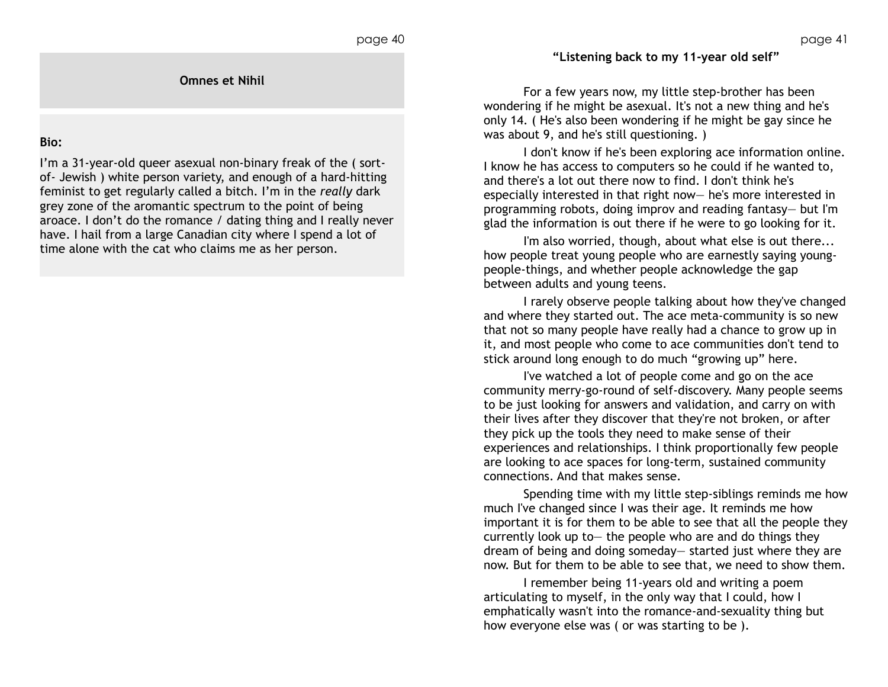## Omnes et Nihil

**Bio:**

I'm a 31-year-old queer asexual non-binary freak of the ( sort-of- Jewish ) white person variety, and enough of a hard-hitting feminist to get regularly called a bitch. I'm in the *really* dark grey zone of the aromantic spectrum to the point of being aroace. I don't do the romance / dating thing and I really never have. I hail from a large Canadian city where I spend a lot of time alone with the cat who claims me as her person.

### "Listening back to my 11-year old self"

For a few years now, my little step-brother has been wondering if he might be asexual. It's not a new thing and he's only 14. ( He's also been wondering if he might be gay since he was about 9, and he's still questioning. )

I don't know if he's been exploring ace information online. I know he has access to computers so he could if he wanted to, and there's a lot out there now to find. I don't think he's especially interested in that right now— he's more interested in programming robots, doing improv and reading fantasy— but I'm glad the information is out there if he were to go looking for it.

I'm also worried, though, about what else is out there... how people treat young people who are earnestly saying young-people-things, and whether people acknowledge the gap between adults and young teens.

I rarely observe people talking about how they've changed and where they started out. The ace meta-community is so new that not so many people have really had a chance to grow up in it, and most people who come to ace communities don't tend to stick around long enough to do much "growing up" here.

I've watched a lot of people come and go on the ace community merry-go-round of self-discovery. Many people seems to be just looking for answers and validation, and carry on with their lives after they discover that they're not broken, or after they pick up the tools they need to make sense of their experiences and relationships. I think proportionally few people are looking to ace spaces for long-term, sustained community connections. And that makes sense.

Spending time with my little step-siblings reminds me how much I've changed since I was their age. It reminds me how important it is for them to be able to see that all the people they currently look up to— the people who are and do things they dream of being and doing someday— started just where they are now. But for them to be able to see that, we need to show them.

I remember being 11-years old and writing a poem articulating to myself, in the only way that I could, how I emphatically wasn't into the romance-and-sexuality thing but how everyone else was ( or was starting to be ).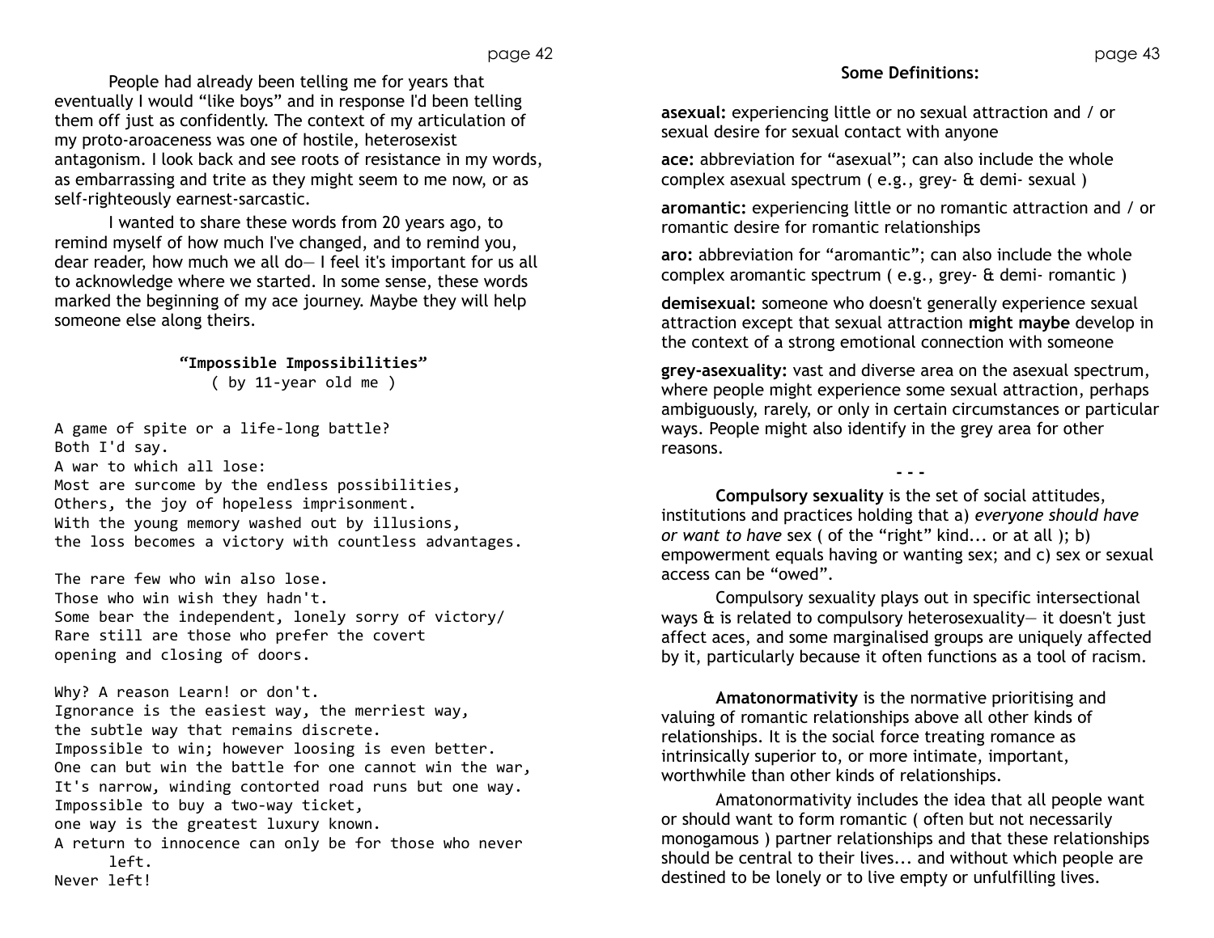People had already been telling me for years that eventually I would "like boys" and in response I'd been telling them off just as confidently. The context of my articulation of my proto-aroaceness was one of hostile, heterosexist antagonism. I look back and see roots of resistance in my words, as embarrassing and trite as they might seem to me now, or as self-righteously earnest-sarcastic.

I wanted to share these words from 20 years ago, to remind myself of how much I've changed, and to remind you, dear reader, how much we all do— I feel it's important for us all to acknowledge where we started. In some sense, these words marked the beginning of my ace journey. Maybe they will help someone else along theirs.

**"Impossible Impossibilities"**
( by 11-year old me )

```
A game of spite or a life-long battle?
Both I'd say.
A war to which all lose:
Most are surcome by the endless possibilities,
Others, the joy of hopeless imprisonment.
With the young memory washed out by illusions,
the loss becomes a victory with countless advantages.

The rare few who win also lose.
Those who win wish they hadn't.
Some bear the independent, lonely sorry of victory/
Rare still are those who prefer the covert
opening and closing of doors.

Why? A reason Learn! or don't.
Ignorance is the easiest way, the merriest way,
the subtle way that remains discrete.
Impossible to win; however loosing is even better.
One can but win the battle for one cannot win the war,
It's narrow, winding contorted road runs but one way.
Impossible to buy a two-way ticket,
one way is the greatest luxury known.
A return to innocence can only be for those who never
      left.
Never left!
```

**Some Definitions:**

**asexual:** experiencing little or no sexual attraction and / or sexual desire for sexual contact with anyone

**ace:** abbreviation for "asexual"; can also include the whole complex asexual spectrum ( e.g., grey- & demi- sexual )

**aromantic:** experiencing little or no romantic attraction and / or romantic desire for romantic relationships

**aro:** abbreviation for "aromantic"; can also include the whole complex aromantic spectrum ( e.g., grey- & demi- romantic )

**demisexual:** someone who doesn't generally experience sexual attraction except that sexual attraction **might maybe** develop in the context of a strong emotional connection with someone

**grey-asexuality:** vast and diverse area on the asexual spectrum, where people might experience some sexual attraction, perhaps ambiguously, rarely, or only in certain circumstances or particular ways. People might also identify in the grey area for other reasons.

- - -

**Compulsory sexuality** is the set of social attitudes, institutions and practices holding that a) *everyone should have or want to have* sex ( of the "right" kind... or at all ); b) empowerment equals having or wanting sex; and c) sex or sexual access can be "owed".

Compulsory sexuality plays out in specific intersectional ways & is related to compulsory heterosexuality— it doesn't just affect aces, and some marginalised groups are uniquely affected by it, particularly because it often functions as a tool of racism.

**Amatonormativity** is the normative prioritising and valuing of romantic relationships above all other kinds of relationships. It is the social force treating romance as intrinsically superior to, or more intimate, important, worthwhile than other kinds of relationships.

Amatonormativity includes the idea that all people want or should want to form romantic ( often but not necessarily monogamous ) partner relationships and that these relationships should be central to their lives... and without which people are destined to be lonely or to live empty or unfulfilling lives.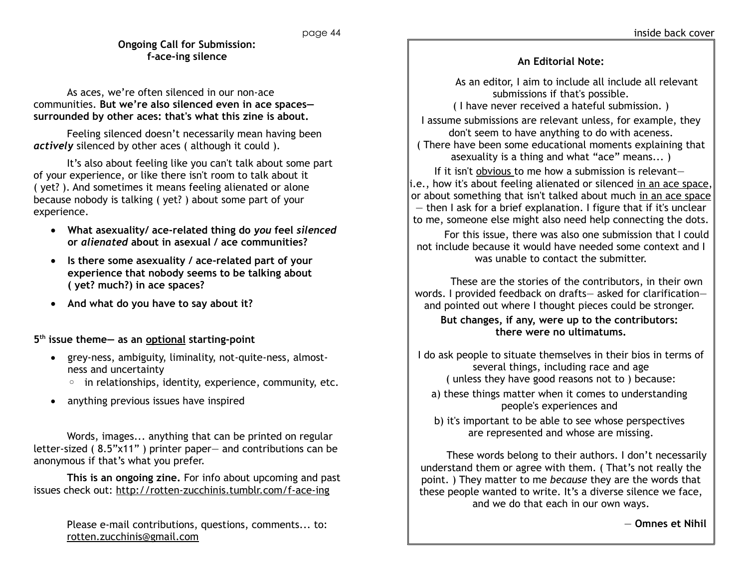## Ongoing Call for Submission:
## f-ace-ing silence

As aces, we're often silenced in our non-ace communities. **But we're also silenced even in ace spaces— surrounded by other aces: that's what this zine is about.**

Feeling silenced doesn't necessarily mean having been ***actively*** silenced by other aces ( although it could ).

It's also about feeling like you can't talk about some part of your experience, or like there isn't room to talk about it ( yet? ). And sometimes it means feeling alienated or alone because nobody is talking ( yet? ) about some part of your experience.

- **What asexuality/ ace-related thing do *you* feel *silenced* or *alienated* about in asexual / ace communities?**
- **Is there some asexuality / ace-related part of your experience that nobody seems to be talking about ( yet? much?) in ace spaces?**
- **And what do you have to say about it?**

**5th issue theme— as an optional starting-point**

- grey-ness, ambiguity, liminality, not-quite-ness, almost-ness and uncertainty
  - in relationships, identity, experience, community, etc.
- anything previous issues have inspired

Words, images... anything that can be printed on regular letter-sized ( 8.5"x11" ) printer paper— and contributions can be anonymous if that's what you prefer.

**This is an ongoing zine.** For info about upcoming and past issues check out: http://rotten-zucchinis.tumblr.com/f-ace-ing

Please e-mail contributions, questions, comments... to: rotten.zucchinis@gmail.com

## An Editorial Note:

As an editor, I aim to include all include all relevant submissions if that's possible.
( I have never received a hateful submission. )

I assume submissions are relevant unless, for example, they don't seem to have anything to do with aceness.
( There have been some educational moments explaining that asexuality is a thing and what "ace" means... )

If it isn't obvious to me how a submission is relevant— i.e., how it's about feeling alienated or silenced in an ace space, or about something that isn't talked about much in an ace space — then I ask for a brief explanation. I figure that if it's unclear to me, someone else might also need help connecting the dots.

For this issue, there was also one submission that I could not include because it would have needed some context and I was unable to contact the submitter.

These are the stories of the contributors, in their own words. I provided feedback on drafts— asked for clarification— and pointed out where I thought pieces could be stronger.

**But changes, if any, were up to the contributors: there were no ultimatums.**

I do ask people to situate themselves in their bios in terms of several things, including race and age
( unless they have good reasons not to ) because:

a) these things matter when it comes to understanding people's experiences and

b) it's important to be able to see whose perspectives are represented and whose are missing.

These words belong to their authors. I don't necessarily understand them or agree with them. ( That's not really the point. ) They matter to me *because* they are the words that these people wanted to write. It's a diverse silence we face, and we do that each in our own ways.

— **Omnes et Nihil**